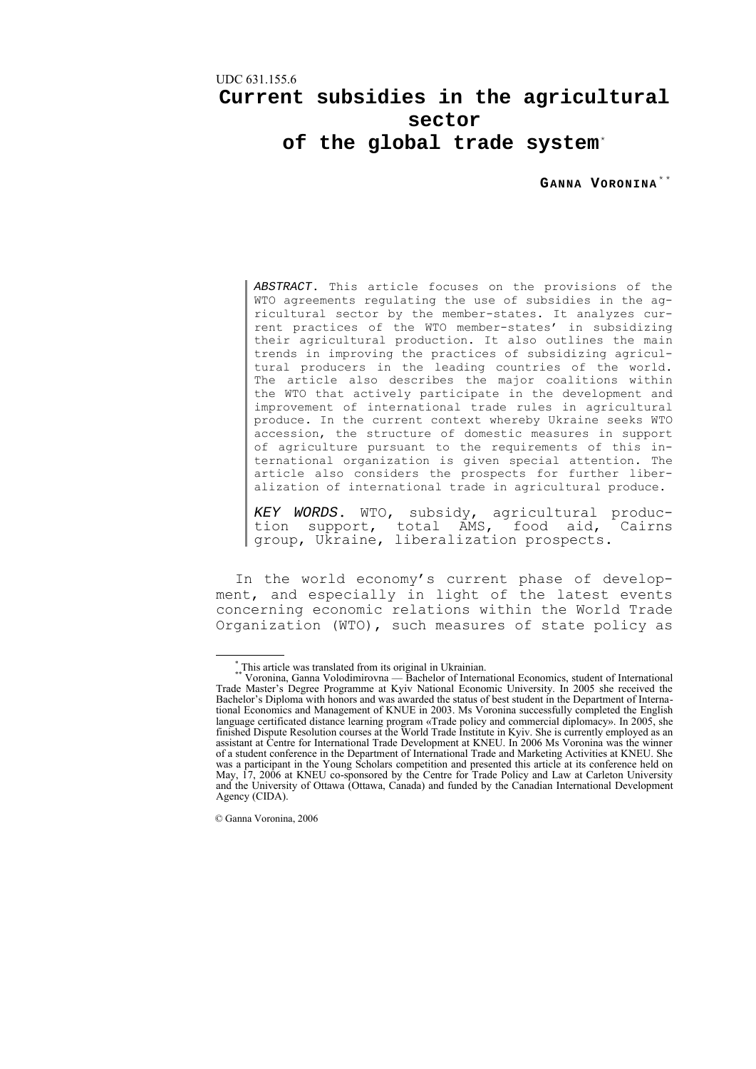UDC 631.155.6

# Current subsidies in the agricultural sector of the global trade system[*]

**Ganna Voronina**[**]

*ABSTRACT*. This article focuses on the provisions of the WTO agreements regulating the use of subsidies in the agricultural sector by the member-states. It analyzes current practices of the WTO member-states' in subsidizing their agricultural production. It also outlines the main trends in improving the practices of subsidizing agricultural producers in the leading countries of the world. The article also describes the major coalitions within the WTO that actively participate in the development and improvement of international trade rules in agricultural produce. In the current context whereby Ukraine seeks WTO accession, the structure of domestic measures in support of agriculture pursuant to the requirements of this international organization is given special attention. The article also considers the prospects for further liberalization of international trade in agricultural produce.

*KEY WORDS*. WTO, subsidy, agricultural production support, total AMS, food aid, Cairns group, Ukraine, liberalization prospects.

In the world economy's current phase of development, and especially in light of the latest events concerning economic relations within the World Trade Organization (WTO), such measures of state policy as

---

[*] This article was translated from its original in Ukrainian.

[**] Voronina, Ganna Volodimirovna — Bachelor of International Economics, student of International Trade Master's Degree Programme at Kyiv National Economic University. In 2005 she received the Bachelor's Diploma with honors and was awarded the status of best student in the Department of International Economics and Management of KNUE in 2003. Ms Voronina successfully completed the English language certificated distance learning program «Trade policy and commercial diplomacy». In 2005, she finished Dispute Resolution courses at the World Trade Institute in Kyiv. She is currently employed as an assistant at Centre for International Trade Development at KNEU. In 2006 Ms Voronina was the winner of a student conference in the Department of International Trade and Marketing Activities at KNEU. She was a participant in the Young Scholars competition and presented this article at its conference held on May, 17, 2006 at KNEU co-sponsored by the Centre for Trade Policy and Law at Carleton University and the University of Ottawa (Ottawa, Canada) and funded by the Canadian International Development Agency (CIDA).

© Ganna Voronina, 2006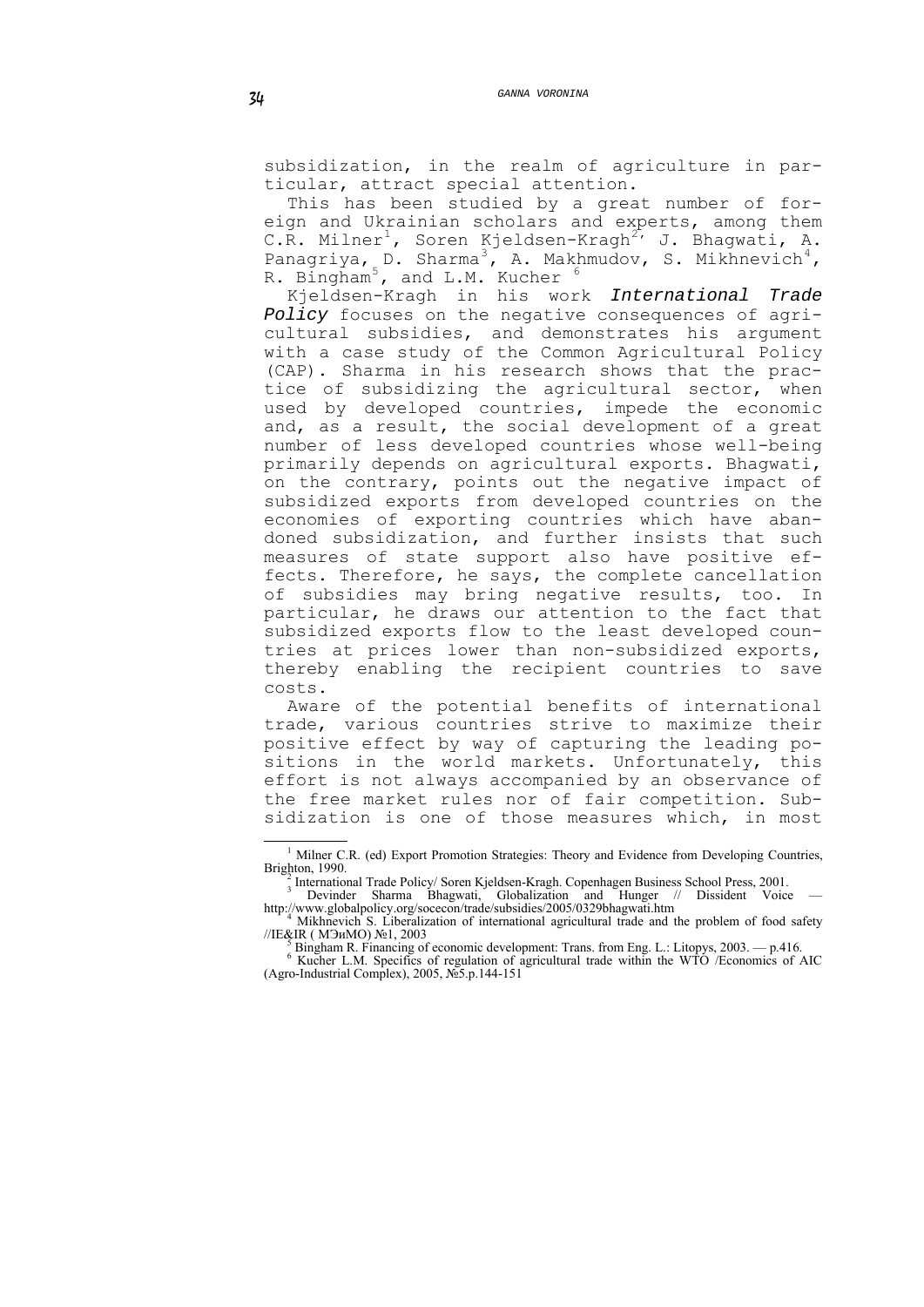subsidization, in the realm of agriculture in particular, attract special attention.

This has been studied by a great number of foreign and Ukrainian scholars and experts, among them C.R. Milner[1], Soren Kjeldsen-Kragh[2], J. Bhagwati, A. Panagriya, D. Sharma[3], A. Makhmudov, S. Mikhnevich[4], R. Bingham[5], and L.M. Kucher [6]

Kjeldsen-Kragh in his work ***International Trade Policy*** focuses on the negative consequences of agricultural subsidies, and demonstrates his argument with a case study of the Common Agricultural Policy (CAP). Sharma in his research shows that the practice of subsidizing the agricultural sector, when used by developed countries, impede the economic and, as a result, the social development of a great number of less developed countries whose well-being primarily depends on agricultural exports. Bhagwati, on the contrary, points out the negative impact of subsidized exports from developed countries on the economies of exporting countries which have abandoned subsidization, and further insists that such measures of state support also have positive effects. Therefore, he says, the complete cancellation of subsidies may bring negative results, too. In particular, he draws our attention to the fact that subsidized exports flow to the least developed countries at prices lower than non-subsidized exports, thereby enabling the recipient countries to save costs.

Aware of the potential benefits of international trade, various countries strive to maximize their positive effect by way of capturing the leading positions in the world markets. Unfortunately, this effort is not always accompanied by an observance of the free market rules nor of fair competition. Subsidization is one of those measures which, in most

---

[1] Milner C.R. (ed) Export Promotion Strategies: Theory and Evidence from Developing Countries, Brighton, 1990.

[2] International Trade Policy/ Soren Kjeldsen-Kragh. Copenhagen Business School Press, 2001.

[3] Devinder Sharma Bhagwati, Globalization and Hunger // Dissident Voice — http://www.globalpolicy.org/socecon/trade/subsidies/2005/0329bhagwati.htm

[4] Mikhnevich S. Liberalization of international agricultural trade and the problem of food safety //IE&IR ( МЭиМО) №1, 2003

[5] Bingham R. Financing of economic development: Trans. from Eng. L.: Litopys, 2003. — p.416.

[6] Kucher L.M. Specifics of regulation of agricultural trade within the WTO /Economics of AIC (Agro-Industrial Complex), 2005, №5.p.144-151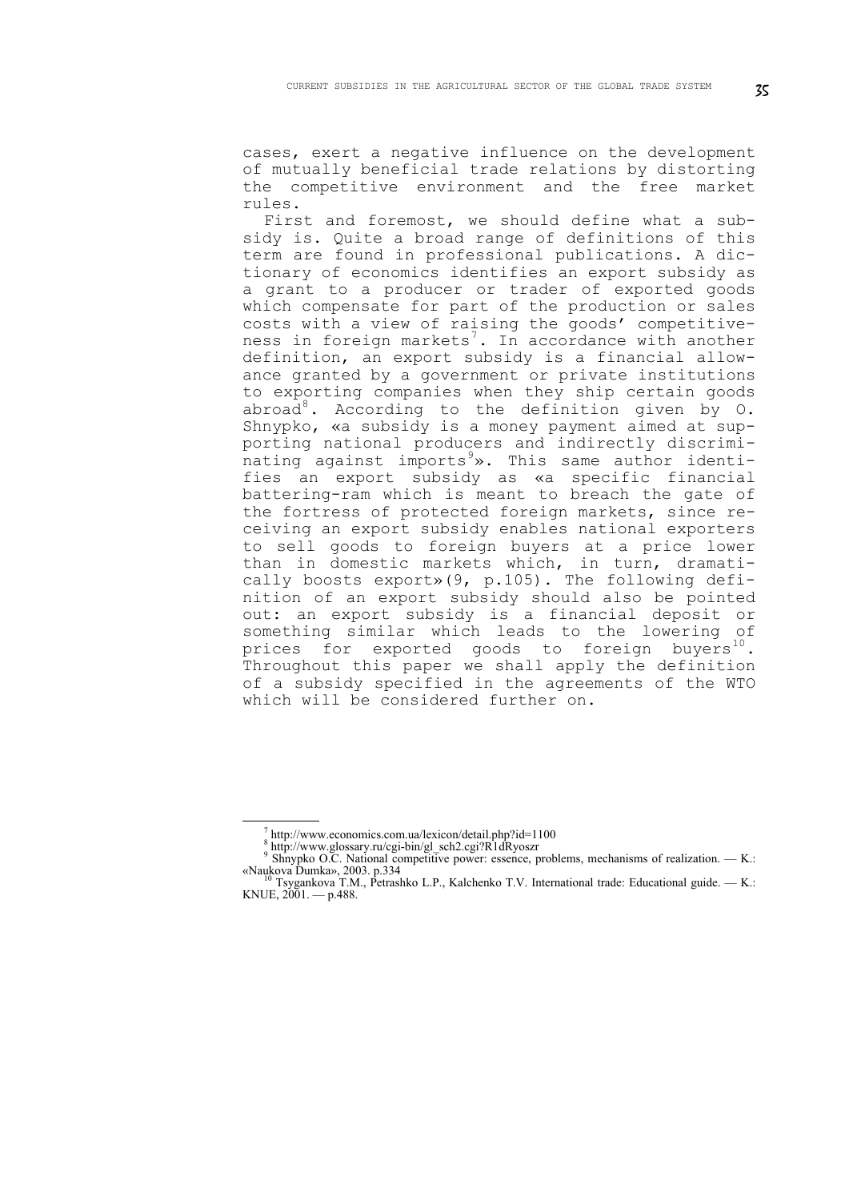cases, exert a negative influence on the development of mutually beneficial trade relations by distorting the competitive environment and the free market rules.

First and foremost, we should define what a subsidy is. Quite a broad range of definitions of this term are found in professional publications. A dictionary of economics identifies an export subsidy as a grant to a producer or trader of exported goods which compensate for part of the production or sales costs with a view of raising the goods' competitiveness in foreign markets[7]. In accordance with another definition, an export subsidy is a financial allowance granted by a government or private institutions to exporting companies when they ship certain goods abroad[8]. According to the definition given by O. Shnypko, «a subsidy is a money payment aimed at supporting national producers and indirectly discriminating against imports[9]». This same author identifies an export subsidy as «a specific financial battering-ram which is meant to breach the gate of the fortress of protected foreign markets, since receiving an export subsidy enables national exporters to sell goods to foreign buyers at a price lower than in domestic markets which, in turn, dramatically boosts export»(9, p.105). The following definition of an export subsidy should also be pointed out: an export subsidy is a financial deposit or something similar which leads to the lowering of prices for exported goods to foreign buyers[10]. Throughout this paper we shall apply the definition of a subsidy specified in the agreements of the WTO which will be considered further on.

---

[7] http://www.economics.com.ua/lexicon/detail.php?id=1100

[8] http://www.glossary.ru/cgi-bin/gl_sch2.cgi?R1dRyoszr

[9] Shnypko O.C. National competitive power: essence, problems, mechanisms of realization. — K.: «Naukova Dumka», 2003. p.334

[10] Tsygankova T.M., Petrashko L.P., Kalchenko T.V. International trade: Educational guide. — K.: KNUE, 2001. — p.488.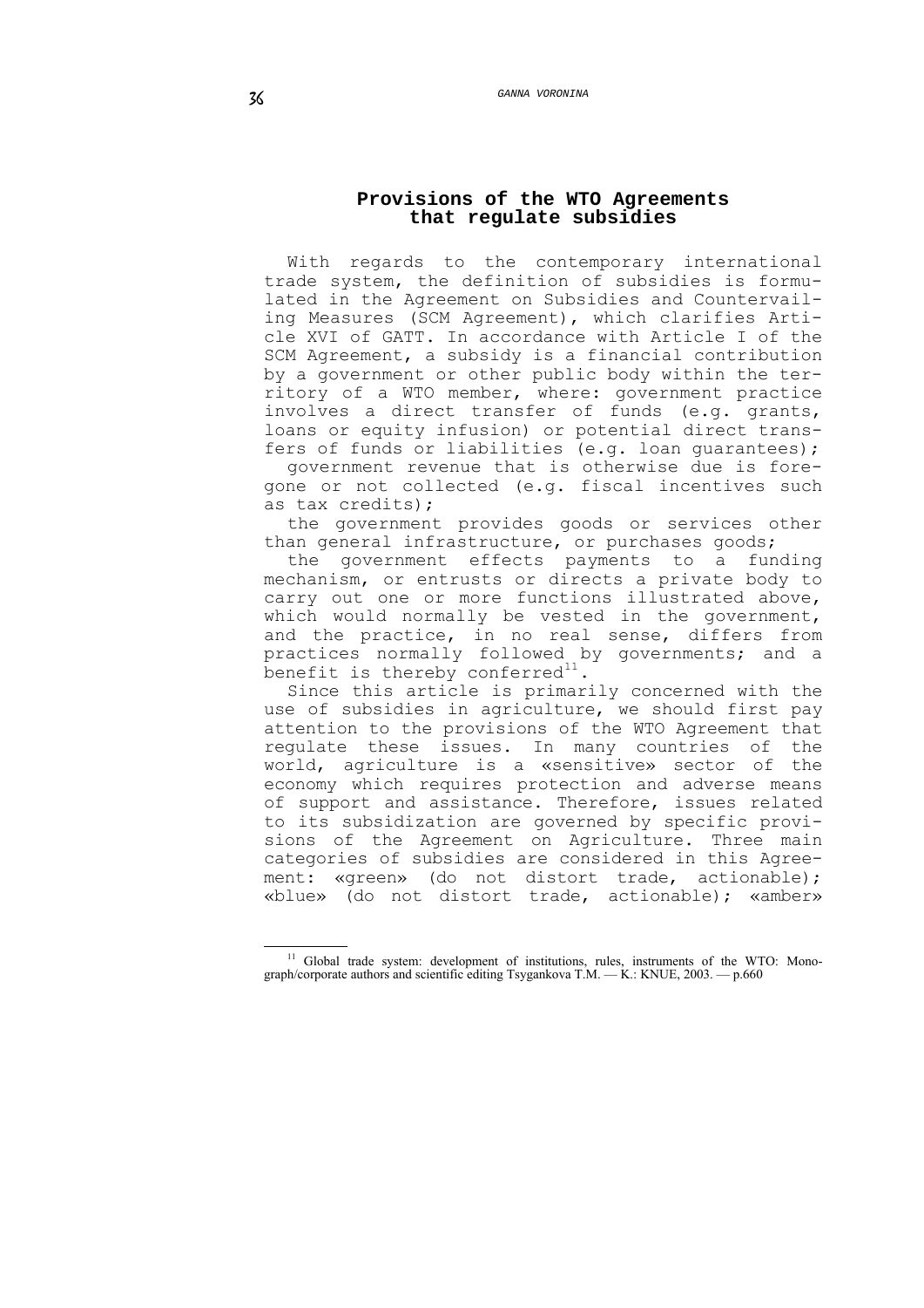## Provisions of the WTO Agreements that regulate subsidies

With regards to the contemporary international trade system, the definition of subsidies is formulated in the Agreement on Subsidies and Countervailing Measures (SCM Agreement), which clarifies Article XVI of GATT. In accordance with Article I of the SCM Agreement, a subsidy is a financial contribution by a government or other public body within the territory of a WTO member, where: government practice involves a direct transfer of funds (e.g. grants, loans or equity infusion) or potential direct transfers of funds or liabilities (e.g. loan guarantees);

government revenue that is otherwise due is foregone or not collected (e.g. fiscal incentives such as tax credits);

the government provides goods or services other than general infrastructure, or purchases goods;

the government effects payments to a funding mechanism, or entrusts or directs a private body to carry out one or more functions illustrated above, which would normally be vested in the government, and the practice, in no real sense, differs from practices normally followed by governments; and a benefit is thereby conferred[11].

Since this article is primarily concerned with the use of subsidies in agriculture, we should first pay attention to the provisions of the WTO Agreement that regulate these issues. In many countries of the world, agriculture is a «sensitive» sector of the economy which requires protection and adverse means of support and assistance. Therefore, issues related to its subsidization are governed by specific provisions of the Agreement on Agriculture. Three main categories of subsidies are considered in this Agreement: «green» (do not distort trade, actionable); «blue» (do not distort trade, actionable); «amber»

---

[11] Global trade system: development of institutions, rules, instruments of the WTO: Monograph/corporate authors and scientific editing Tsygankova T.M. — K.: KNUE, 2003. — p.660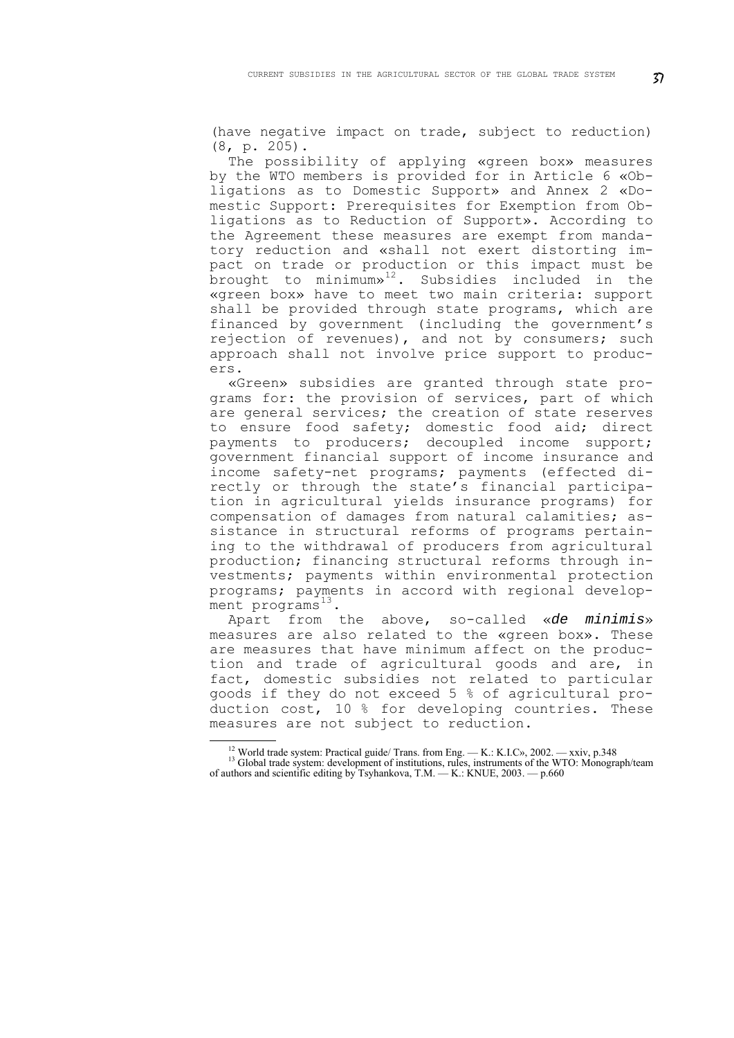(have negative impact on trade, subject to reduction) (8, p. 205).

The possibility of applying «green box» measures by the WTO members is provided for in Article 6 «Obligations as to Domestic Support» and Annex 2 «Domestic Support: Prerequisites for Exemption from Obligations as to Reduction of Support». According to the Agreement these measures are exempt from mandatory reduction and «shall not exert distorting impact on trade or production or this impact must be brought to minimum»[12]. Subsidies included in the «green box» have to meet two main criteria: support shall be provided through state programs, which are financed by government (including the government's rejection of revenues), and not by consumers; such approach shall not involve price support to producers.

«Green» subsidies are granted through state programs for: the provision of services, part of which are general services; the creation of state reserves to ensure food safety; domestic food aid; direct payments to producers; decoupled income support; government financial support of income insurance and income safety-net programs; payments (effected directly or through the state's financial participation in agricultural yields insurance programs) for compensation of damages from natural calamities; assistance in structural reforms of programs pertaining to the withdrawal of producers from agricultural production; financing structural reforms through investments; payments within environmental protection programs; payments in accord with regional development programs[13].

Apart from the above, so-called «*de minimis*» measures are also related to the «green box». These are measures that have minimum affect on the production and trade of agricultural goods and are, in fact, domestic subsidies not related to particular goods if they do not exceed 5 % of agricultural production cost, 10 % for developing countries. These measures are not subject to reduction.

---

[12] World trade system: Practical guide/ Trans. from Eng. — K.: K.I.C», 2002. — xxiv, p.348

[13] Global trade system: development of institutions, rules, instruments of the WTO: Monograph/team of authors and scientific editing by Tsyhankova, T.M. — K.: KNUE, 2003. — p.660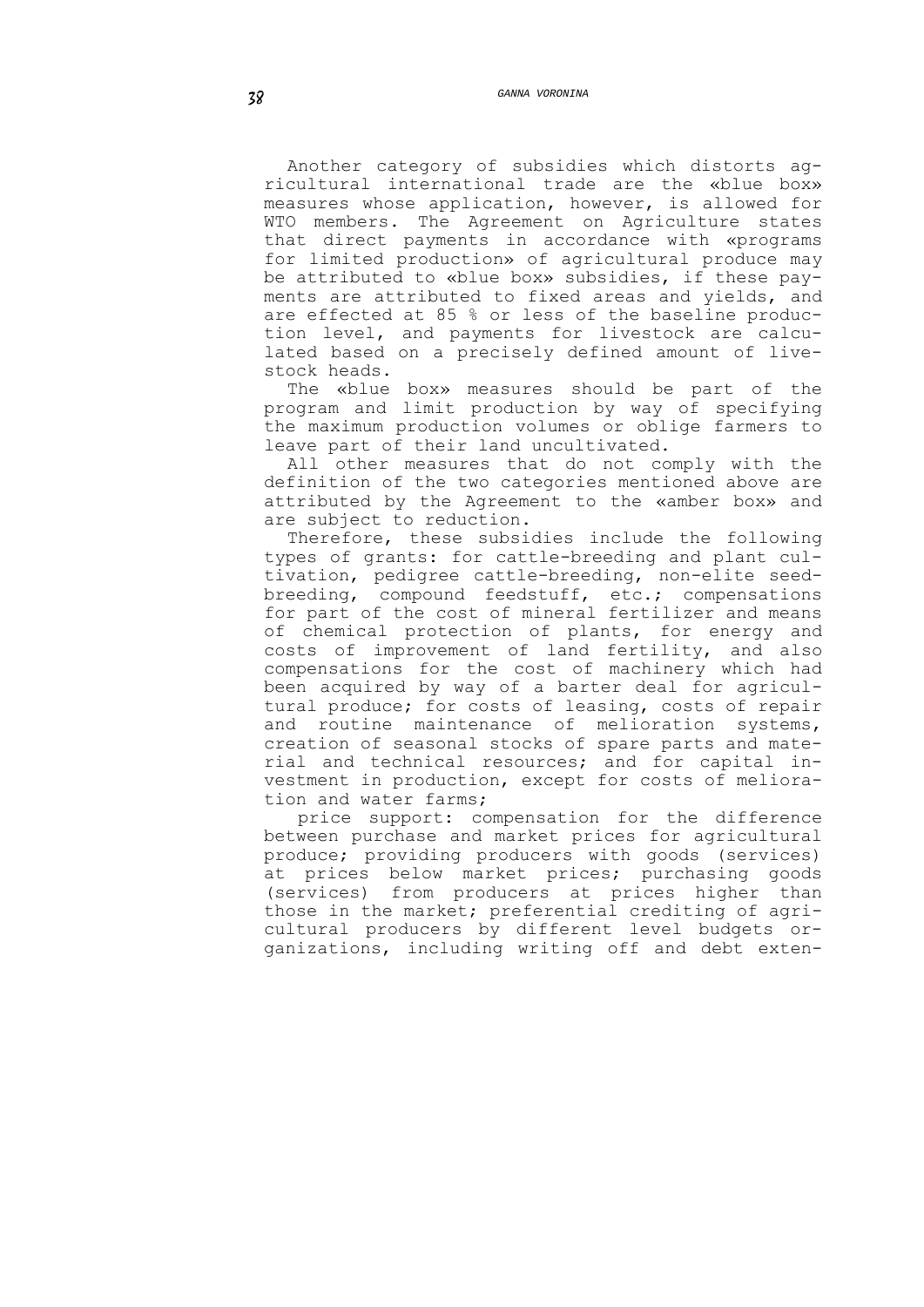Another category of subsidies which distorts agricultural international trade are the «blue box» measures whose application, however, is allowed for WTO members. The Agreement on Agriculture states that direct payments in accordance with «programs for limited production» of agricultural produce may be attributed to «blue box» subsidies, if these payments are attributed to fixed areas and yields, and are effected at 85 % or less of the baseline production level, and payments for livestock are calculated based on a precisely defined amount of livestock heads.

The «blue box» measures should be part of the program and limit production by way of specifying the maximum production volumes or oblige farmers to leave part of their land uncultivated.

All other measures that do not comply with the definition of the two categories mentioned above are attributed by the Agreement to the «amber box» and are subject to reduction.

Therefore, these subsidies include the following types of grants: for cattle-breeding and plant cultivation, pedigree cattle-breeding, non-elite seed-breeding, compound feedstuff, etc.; compensations for part of the cost of mineral fertilizer and means of chemical protection of plants, for energy and costs of improvement of land fertility, and also compensations for the cost of machinery which had been acquired by way of a barter deal for agricultural produce; for costs of leasing, costs of repair and routine maintenance of melioration systems, creation of seasonal stocks of spare parts and material and technical resources; and for capital investment in production, except for costs of melioration and water farms;

price support: compensation for the difference between purchase and market prices for agricultural produce; providing producers with goods (services) at prices below market prices; purchasing goods (services) from producers at prices higher than those in the market; preferential crediting of agricultural producers by different level budgets organizations, including writing off and debt exten-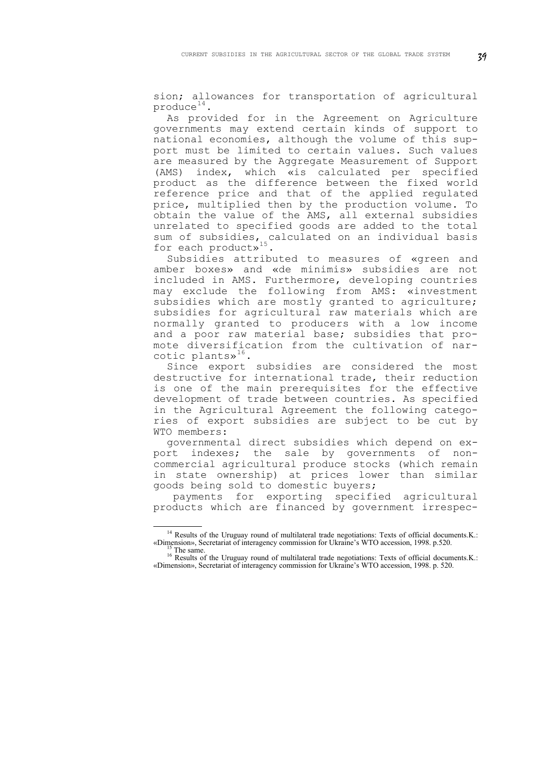sion; allowances for transportation of agricultural produce[14].

As provided for in the Agreement on Agriculture governments may extend certain kinds of support to national economies, although the volume of this support must be limited to certain values. Such values are measured by the Aggregate Measurement of Support (AMS) index, which «is calculated per specified product as the difference between the fixed world reference price and that of the applied regulated price, multiplied then by the production volume. To obtain the value of the AMS, all external subsidies unrelated to specified goods are added to the total sum of subsidies, calculated on an individual basis for each product»[15].

Subsidies attributed to measures of «green and amber boxes» and «de minimis» subsidies are not included in AMS. Furthermore, developing countries may exclude the following from AMS: «investment subsidies which are mostly granted to agriculture; subsidies for agricultural raw materials which are normally granted to producers with a low income and a poor raw material base; subsidies that promote diversification from the cultivation of narcotic plants»[16].

Since export subsidies are considered the most destructive for international trade, their reduction is one of the main prerequisites for the effective development of trade between countries. As specified in the Agricultural Agreement the following categories of export subsidies are subject to be cut by WTO members:

governmental direct subsidies which depend on export indexes; the sale by governments of non-commercial agricultural produce stocks (which remain in state ownership) at prices lower than similar goods being sold to domestic buyers;

payments for exporting specified agricultural products which are financed by government irrespec-

---

[14] Results of the Uruguay round of multilateral trade negotiations: Texts of official documents.K.: «Dimension», Secretariat of interagency commission for Ukraine's WTO accession, 1998. p.520.

[15] The same.

[16] Results of the Uruguay round of multilateral trade negotiations: Texts of official documents.K.: «Dimension», Secretariat of interagency commission for Ukraine's WTO accession, 1998. p. 520.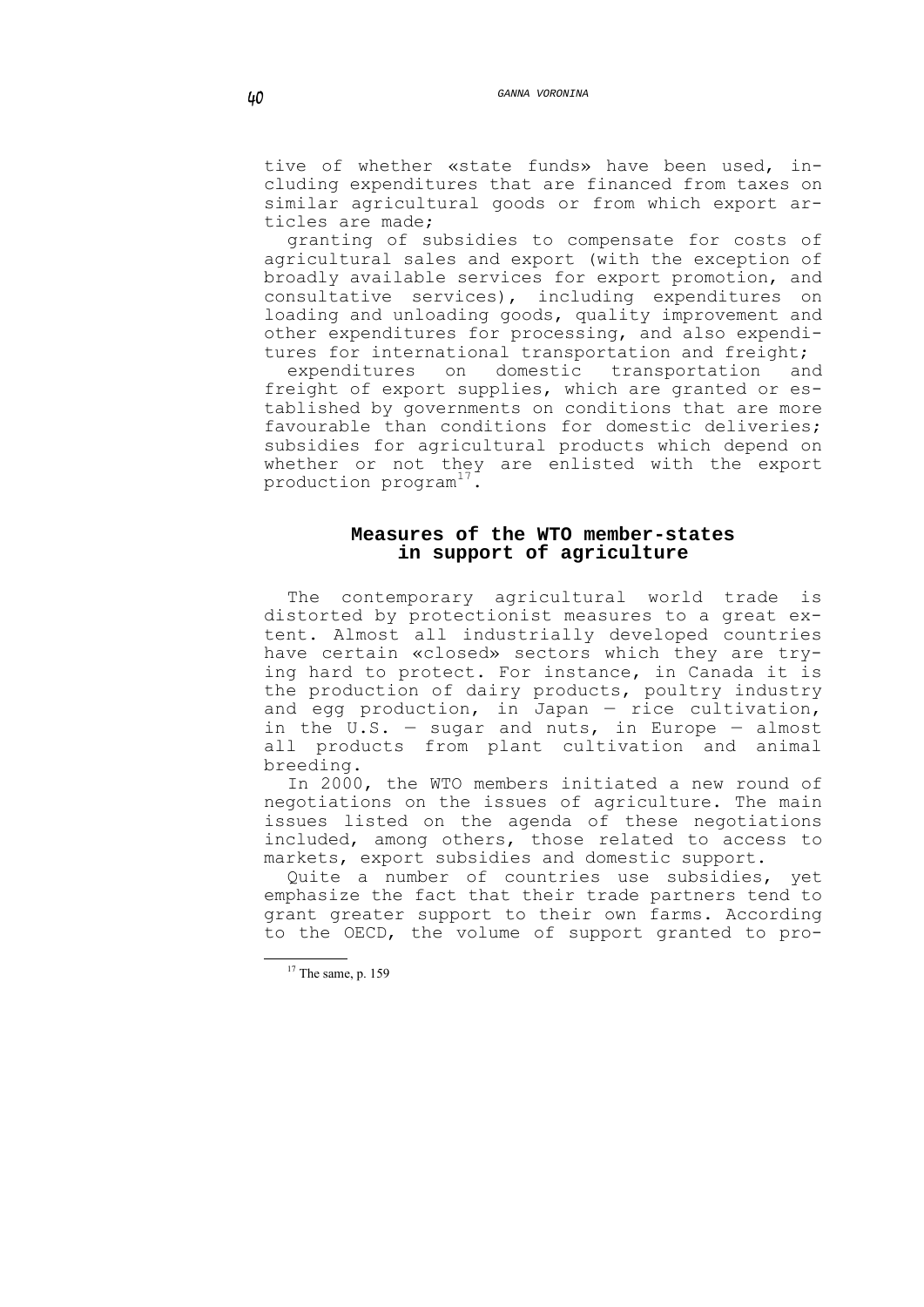tive of whether «state funds» have been used, including expenditures that are financed from taxes on similar agricultural goods or from which export articles are made;

granting of subsidies to compensate for costs of agricultural sales and export (with the exception of broadly available services for export promotion, and consultative services), including expenditures on loading and unloading goods, quality improvement and other expenditures for processing, and also expenditures for international transportation and freight;

expenditures on domestic transportation and freight of export supplies, which are granted or established by governments on conditions that are more favourable than conditions for domestic deliveries;

subsidies for agricultural products which depend on whether or not they are enlisted with the export production program[17].

## Measures of the WTO member-states in support of agriculture

The contemporary agricultural world trade is distorted by protectionist measures to a great extent. Almost all industrially developed countries have certain «closed» sectors which they are trying hard to protect. For instance, in Canada it is the production of dairy products, poultry industry and egg production, in Japan — rice cultivation, in the U.S. — sugar and nuts, in Europe — almost all products from plant cultivation and animal breeding.

In 2000, the WTO members initiated a new round of negotiations on the issues of agriculture. The main issues listed on the agenda of these negotiations included, among others, those related to access to markets, export subsidies and domestic support.

Quite a number of countries use subsidies, yet emphasize the fact that their trade partners tend to grant greater support to their own farms. According to the OECD, the volume of support granted to pro-

[17] The same, p. 159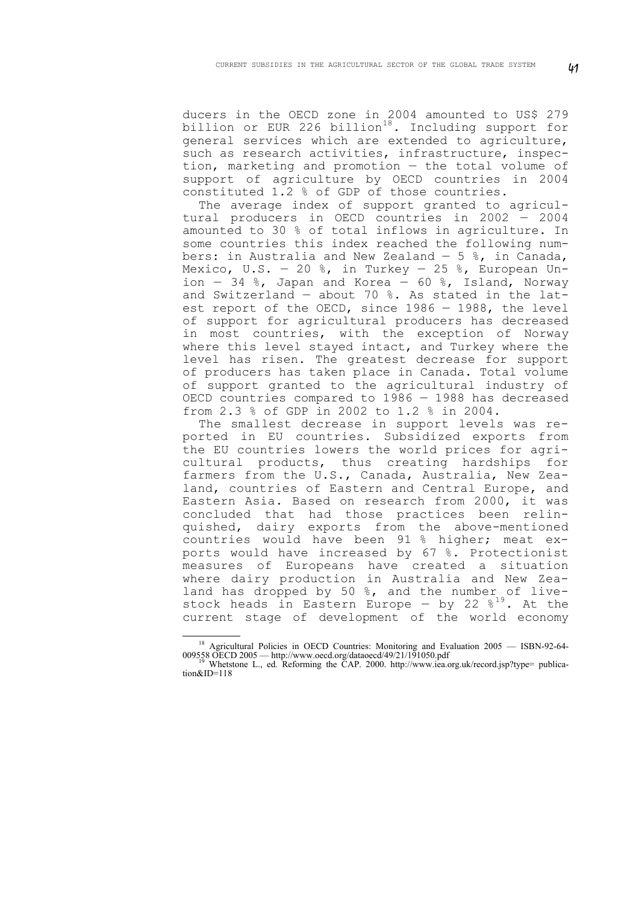ducers in the OECD zone in 2004 amounted to US$ 279 billion or EUR 226 billion[18]. Including support for general services which are extended to agriculture, such as research activities, infrastructure, inspection, marketing and promotion — the total volume of support of agriculture by OECD countries in 2004 constituted 1.2 % of GDP of those countries.

The average index of support granted to agricultural producers in OECD countries in 2002 — 2004 amounted to 30 % of total inflows in agriculture. In some countries this index reached the following numbers: in Australia and New Zealand — 5 %, in Canada, Mexico, U.S. — 20 %, in Turkey — 25 %, European Union — 34 %, Japan and Korea — 60 %, Island, Norway and Switzerland — about 70 %. As stated in the latest report of the OECD, since 1986 — 1988, the level of support for agricultural producers has decreased in most countries, with the exception of Norway where this level stayed intact, and Turkey where the level has risen. The greatest decrease for support of producers has taken place in Canada. Total volume of support granted to the agricultural industry of OECD countries compared to 1986 — 1988 has decreased from 2.3 % of GDP in 2002 to 1.2 % in 2004.

The smallest decrease in support levels was reported in EU countries. Subsidized exports from the EU countries lowers the world prices for agricultural products, thus creating hardships for farmers from the U.S., Canada, Australia, New Zealand, countries of Eastern and Central Europe, and Eastern Asia. Based on research from 2000, it was concluded that had those practices been relinquished, dairy exports from the above-mentioned countries would have been 91 % higher; meat exports would have increased by 67 %. Protectionist measures of Europeans have created a situation where dairy production in Australia and New Zealand has dropped by 50 %, and the number of livestock heads in Eastern Europe — by 22 %[19]. At the current stage of development of the world economy

---

[18] Agricultural Policies in OECD Countries: Monitoring and Evaluation 2005 — ISBN-92-64-009558 OECD 2005 — http://www.oecd.org/dataoecd/49/21/191050.pdf

[19] Whetstone L., ed. Reforming the CAP. 2000. http://www.iea.org.uk/record.jsp?type= publication&ID=118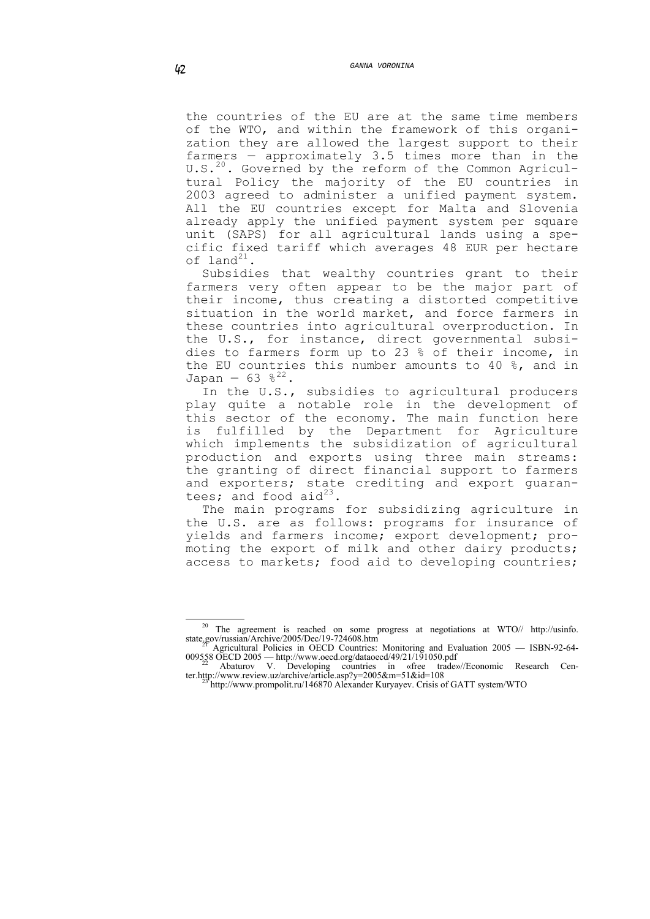the countries of the EU are at the same time members of the WTO, and within the framework of this organization they are allowed the largest support to their farmers — approximately 3.5 times more than in the U.S.[20]. Governed by the reform of the Common Agricultural Policy the majority of the EU countries in 2003 agreed to administer a unified payment system. All the EU countries except for Malta and Slovenia already apply the unified payment system per square unit (SAPS) for all agricultural lands using a specific fixed tariff which averages 48 EUR per hectare of land[21].

Subsidies that wealthy countries grant to their farmers very often appear to be the major part of their income, thus creating a distorted competitive situation in the world market, and force farmers in these countries into agricultural overproduction. In the U.S., for instance, direct governmental subsidies to farmers form up to 23 % of their income, in the EU countries this number amounts to 40 %, and in Japan — 63 %[22].

In the U.S., subsidies to agricultural producers play quite a notable role in the development of this sector of the economy. The main function here is fulfilled by the Department for Agriculture which implements the subsidization of agricultural production and exports using three main streams: the granting of direct financial support to farmers and exporters; state crediting and export guarantees; and food aid[23].

The main programs for subsidizing agriculture in the U.S. are as follows: programs for insurance of yields and farmers income; export development; promoting the export of milk and other dairy products; access to markets; food aid to developing countries;

---

[20] The agreement is reached on some progress at negotiations at WTO// http://usinfo.state.gov/russian/Archive/2005/Dec/19-724608.htm

[21] Agricultural Policies in OECD Countries: Monitoring and Evaluation 2005 — ISBN-92-64-009558 OECD 2005 — http://www.oecd.org/dataoecd/49/21/191050.pdf

[22] Abaturov V. Developing countries in «free trade»//Economic Research Center.http://www.review.uz/archive/article.asp?y=2005&m=51&id=108

[23] http://www.prompolit.ru/146870 Alexander Kuryayev. Crisis of GATT system/WTO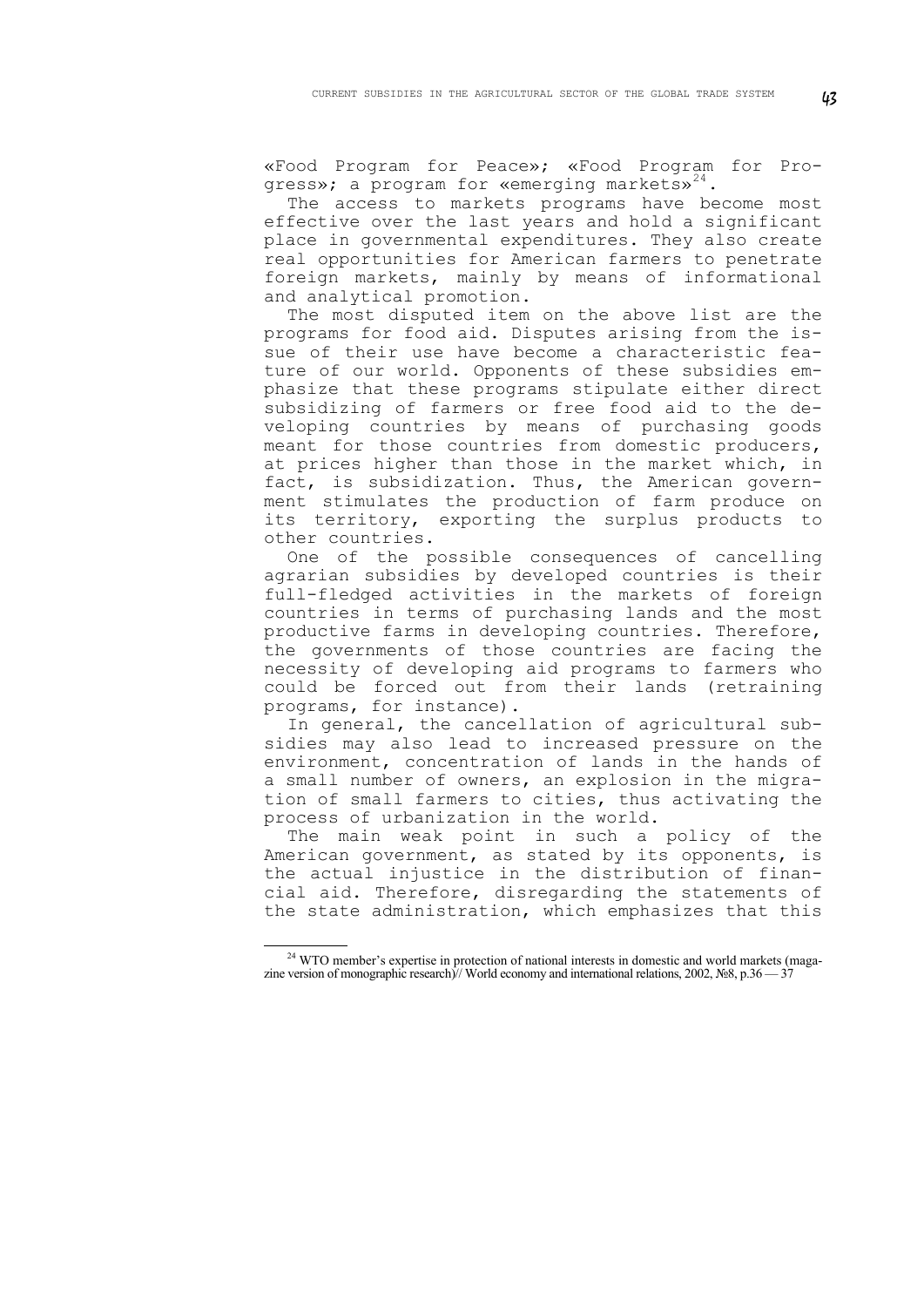«Food Program for Peace»; «Food Program for Progress»; a program for «emerging markets»[24].

The access to markets programs have become most effective over the last years and hold a significant place in governmental expenditures. They also create real opportunities for American farmers to penetrate foreign markets, mainly by means of informational and analytical promotion.

The most disputed item on the above list are the programs for food aid. Disputes arising from the issue of their use have become a characteristic feature of our world. Opponents of these subsidies emphasize that these programs stipulate either direct subsidizing of farmers or free food aid to the developing countries by means of purchasing goods meant for those countries from domestic producers, at prices higher than those in the market which, in fact, is subsidization. Thus, the American government stimulates the production of farm produce on its territory, exporting the surplus products to other countries.

One of the possible consequences of cancelling agrarian subsidies by developed countries is their full-fledged activities in the markets of foreign countries in terms of purchasing lands and the most productive farms in developing countries. Therefore, the governments of those countries are facing the necessity of developing aid programs to farmers who could be forced out from their lands (retraining programs, for instance).

In general, the cancellation of agricultural subsidies may also lead to increased pressure on the environment, concentration of lands in the hands of a small number of owners, an explosion in the migration of small farmers to cities, thus activating the process of urbanization in the world.

The main weak point in such a policy of the American government, as stated by its opponents, is the actual injustice in the distribution of financial aid. Therefore, disregarding the statements of the state administration, which emphasizes that this

---

[24] WTO member's expertise in protection of national interests in domestic and world markets (magazine version of monographic research)// World economy and international relations, 2002, №8, p.36 — 37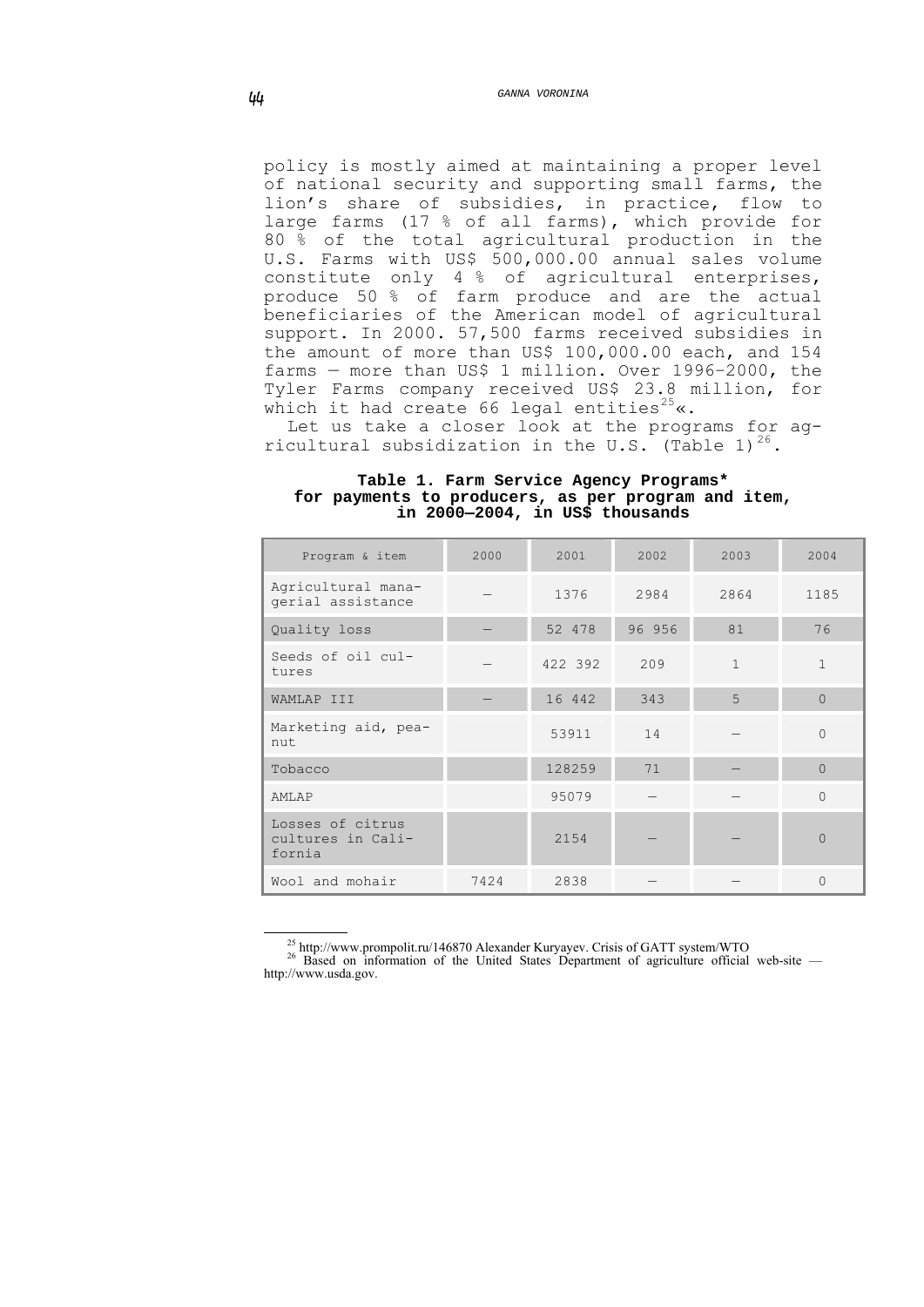policy is mostly aimed at maintaining a proper level of national security and supporting small farms, the lion's share of subsidies, in practice, flow to large farms (17 % of all farms), which provide for 80 % of the total agricultural production in the U.S. Farms with US$ 500,000.00 annual sales volume constitute only 4 % of agricultural enterprises, produce 50 % of farm produce and are the actual beneficiaries of the American model of agricultural support. In 2000. 57,500 farms received subsidies in the amount of more than US$ 100,000.00 each, and 154 farms — more than US$ 1 million. Over 1996–2000, the Tyler Farms company received US$ 23.8 million, for which it had create 66 legal entities[25]«.

Let us take a closer look at the programs for agricultural subsidization in the U.S. (Table 1)[26].

**Table 1. Farm Service Agency Programs\* for payments to producers, as per program and item, in 2000—2004, in US$ thousands**

| Program & item | 2000 | 2001 | 2002 | 2003 | 2004 |
|---|---|---|---|---|---|
| Agricultural managerial assistance | — | 1376 | 2984 | 2864 | 1185 |
| Quality loss | — | 52 478 | 96 956 | 81 | 76 |
| Seeds of oil cultures | — | 422 392 | 209 | 1 | 1 |
| WAMLAP III | — | 16 442 | 343 | 5 | 0 |
| Marketing aid, peanut | | 53911 | 14 | — | 0 |
| Tobacco | | 128259 | 71 | — | 0 |
| AMLAP | | 95079 | — | — | 0 |
| Losses of citrus cultures in California | | 2154 | — | — | 0 |
| Wool and mohair | 7424 | 2838 | — | — | 0 |

[25] http://www.prompolit.ru/146870 Alexander Kuryayev. Crisis of GATT system/WTO

[26] Based on information of the United States Department of agriculture official web-site — http://www.usda.gov.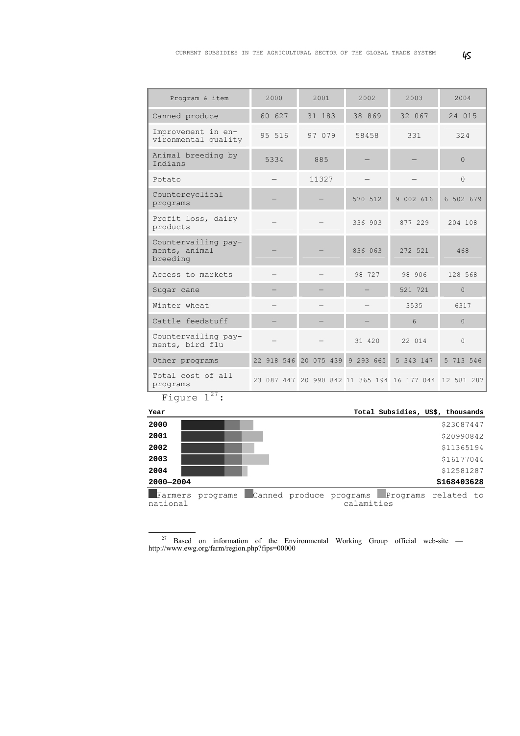| Program & item | 2000 | 2001 | 2002 | 2003 | 2004 |
|---|---|---|---|---|---|
| Canned produce | 60 627 | 31 183 | 38 869 | 32 067 | 24 015 |
| Improvement in environmental quality | 95 516 | 97 079 | 58458 | 331 | 324 |
| Animal breeding by Indians | 5334 | 885 | — | — | 0 |
| Potato | — | 11327 | — | — | 0 |
| Countercyclical programs | — | — | 570 512 | 9 002 616 | 6 502 679 |
| Profit loss, dairy products | — | — | 336 903 | 877 229 | 204 108 |
| Countervailing payments, animal breeding | — | — | 836 063 | 272 521 | 468 |
| Access to markets | — | — | 98 727 | 98 906 | 128 568 |
| Sugar cane | — | — | — | 521 721 | 0 |
| Winter wheat | — | — | — | 3535 | 6317 |
| Cattle feedstuff | — | — | — | 6 | 0 |
| Countervailing payments, bird flu | — | — | 31 420 | 22 014 | 0 |
| Other programs | 22 918 546 | 20 075 439 | 9 293 665 | 5 343 147 | 5 713 546 |
| Total cost of all programs | 23 087 447 | 20 990 842 | 11 365 194 | 16 177 044 | 12 581 287 |

Figure 1[27]:

| Year | Total Subsidies, US$, thousands |
|---|---|
| 2000 | $23087447 |
| 2001 | $20990842 |
| 2002 | $11365194 |
| 2003 | $16177044 |
| 2004 | $12581287 |
| **2000–2004** | **$168403628** |

Farmers programs  Canned produce programs  Programs related to national calamities

[27] Based on information of the Environmental Working Group official web-site — http://www.ewg.org/farm/region.php?fips=00000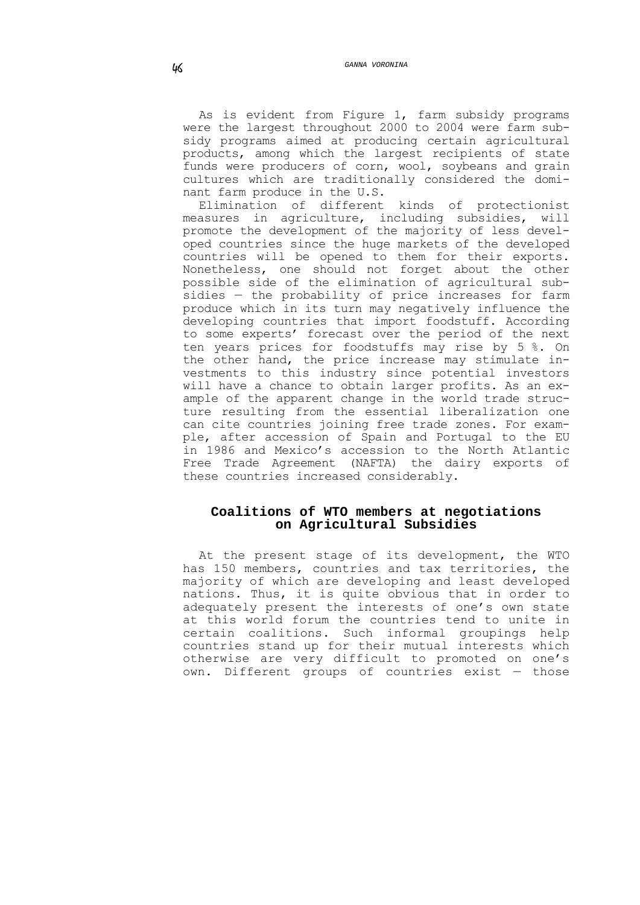As is evident from Figure 1, farm subsidy programs were the largest throughout 2000 to 2004 were farm subsidy programs aimed at producing certain agricultural products, among which the largest recipients of state funds were producers of corn, wool, soybeans and grain cultures which are traditionally considered the dominant farm produce in the U.S.

Elimination of different kinds of protectionist measures in agriculture, including subsidies, will promote the development of the majority of less developed countries since the huge markets of the developed countries will be opened to them for their exports. Nonetheless, one should not forget about the other possible side of the elimination of agricultural subsidies — the probability of price increases for farm produce which in its turn may negatively influence the developing countries that import foodstuff. According to some experts' forecast over the period of the next ten years prices for foodstuffs may rise by 5 %. On the other hand, the price increase may stimulate investments to this industry since potential investors will have a chance to obtain larger profits. As an example of the apparent change in the world trade structure resulting from the essential liberalization one can cite countries joining free trade zones. For example, after accession of Spain and Portugal to the EU in 1986 and Mexico's accession to the North Atlantic Free Trade Agreement (NAFTA) the dairy exports of these countries increased considerably.

## Coalitions of WTO members at negotiations on Agricultural Subsidies

At the present stage of its development, the WTO has 150 members, countries and tax territories, the majority of which are developing and least developed nations. Thus, it is quite obvious that in order to adequately present the interests of one's own state at this world forum the countries tend to unite in certain coalitions. Such informal groupings help countries stand up for their mutual interests which otherwise are very difficult to promoted on one's own. Different groups of countries exist — those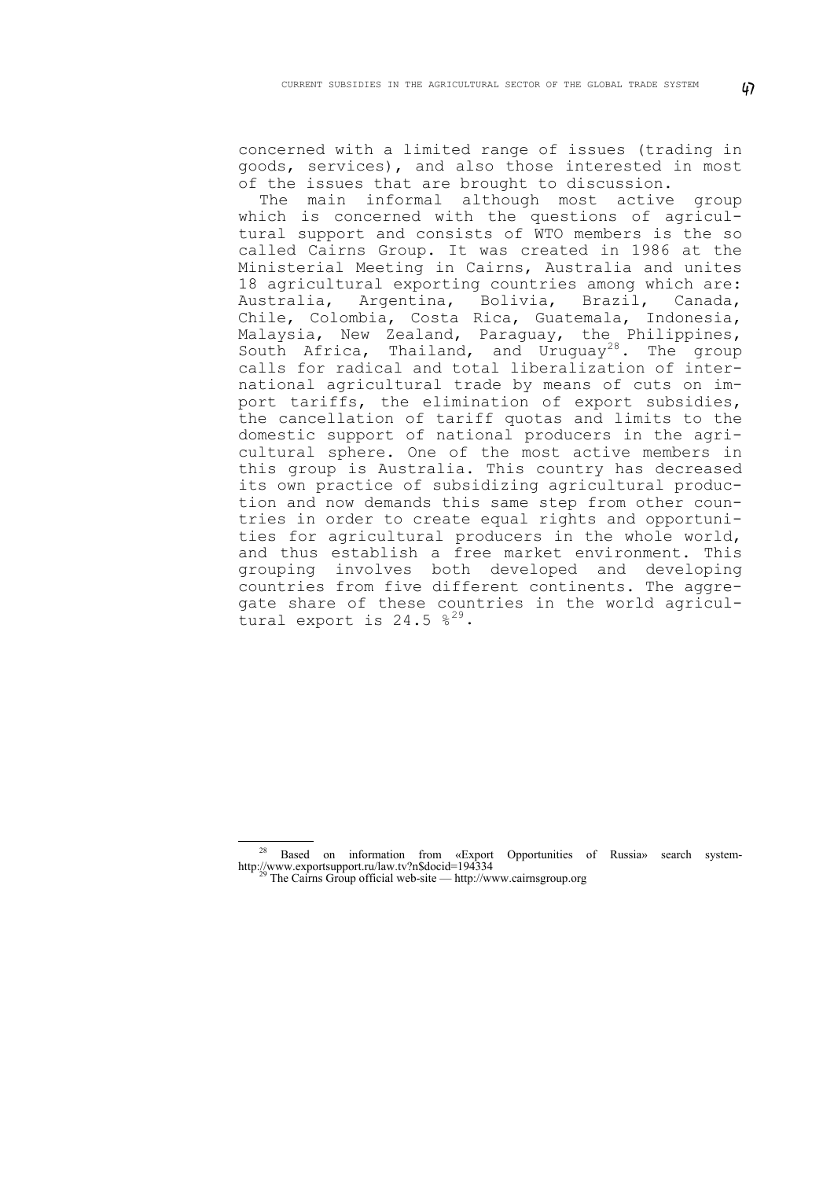concerned with a limited range of issues (trading in goods, services), and also those interested in most of the issues that are brought to discussion.

The main informal although most active group which is concerned with the questions of agricultural support and consists of WTO members is the so called Cairns Group. It was created in 1986 at the Ministerial Meeting in Cairns, Australia and unites 18 agricultural exporting countries among which are: Australia, Argentina, Bolivia, Brazil, Canada, Chile, Colombia, Costa Rica, Guatemala, Indonesia, Malaysia, New Zealand, Paraguay, the Philippines, South Africa, Thailand, and Uruguay[28]. The group calls for radical and total liberalization of international agricultural trade by means of cuts on import tariffs, the elimination of export subsidies, the cancellation of tariff quotas and limits to the domestic support of national producers in the agricultural sphere. One of the most active members in this group is Australia. This country has decreased its own practice of subsidizing agricultural production and now demands this same step from other countries in order to create equal rights and opportunities for agricultural producers in the whole world, and thus establish a free market environment. This grouping involves both developed and developing countries from five different continents. The aggregate share of these countries in the world agricultural export is 24.5 %[29].

---

[28] Based on information from «Export Opportunities of Russia» search system-http://www.exportsupport.ru/law.tv?n$docid=194334

[29] The Cairns Group official web-site — http://www.cairnsgroup.org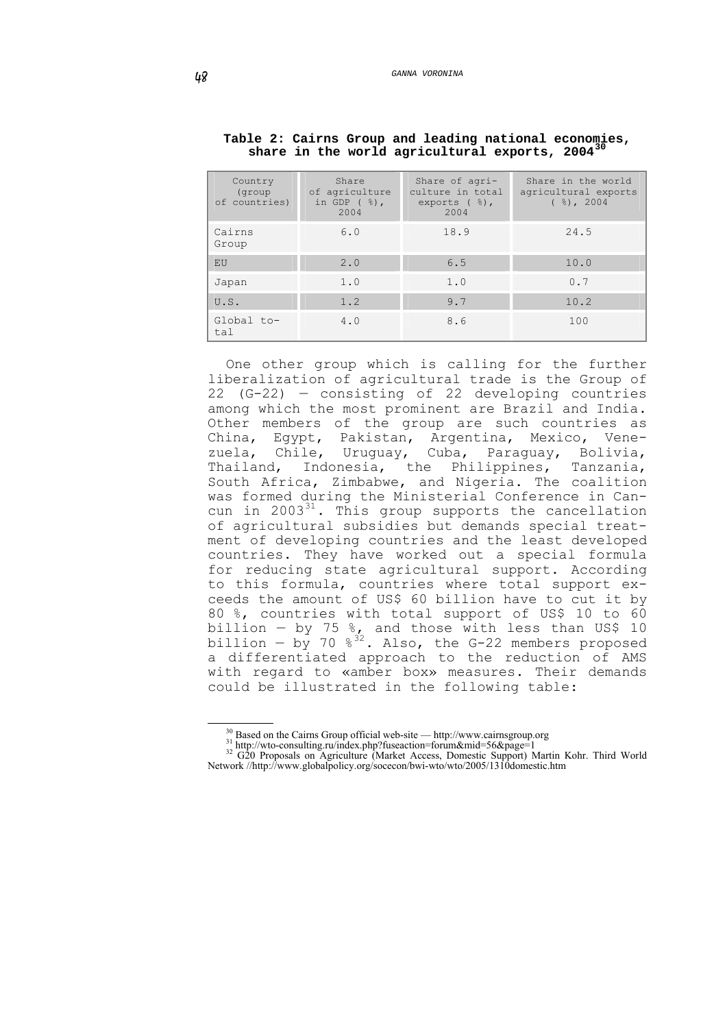**Table 2: Cairns Group and leading national economies, share in the world agricultural exports, 2004**[30]

| Country (group of countries) | Share of agriculture in GDP ( %), 2004 | Share of agriculture in total exports ( %), 2004 | Share in the world agricultural exports ( %), 2004 |
|---|---|---|---|
| Cairns Group | 6.0 | 18.9 | 24.5 |
| EU | 2.0 | 6.5 | 10.0 |
| Japan | 1.0 | 1.0 | 0.7 |
| U.S. | 1.2 | 9.7 | 10.2 |
| Global total | 4.0 | 8.6 | 100 |

One other group which is calling for the further liberalization of agricultural trade is the Group of 22 (G-22) — consisting of 22 developing countries among which the most prominent are Brazil and India. Other members of the group are such countries as China, Egypt, Pakistan, Argentina, Mexico, Venezuela, Chile, Uruguay, Cuba, Paraguay, Bolivia, Thailand, Indonesia, the Philippines, Tanzania, South Africa, Zimbabwe, and Nigeria. The coalition was formed during the Ministerial Conference in Cancun in 2003[31]. This group supports the cancellation of agricultural subsidies but demands special treatment of developing countries and the least developed countries. They have worked out a special formula for reducing state agricultural support. According to this formula, countries where total support exceeds the amount of US$ 60 billion have to cut it by 80 %, countries with total support of US$ 10 to 60 billion — by 75 %, and those with less than US$ 10 billion — by 70 %[32]. Also, the G-22 members proposed a differentiated approach to the reduction of AMS with regard to «amber box» measures. Their demands could be illustrated in the following table:

---

[30] Based on the Cairns Group official web-site — http://www.cairnsgroup.org

[31] http://wto-consulting.ru/index.php?fuseaction=forum&mid=56&page=1

[32] G20 Proposals on Agriculture (Market Access, Domestic Support) Martin Kohr. Third World Network //http://www.globalpolicy.org/socecon/bwi-wto/wto/2005/1310domestic.htm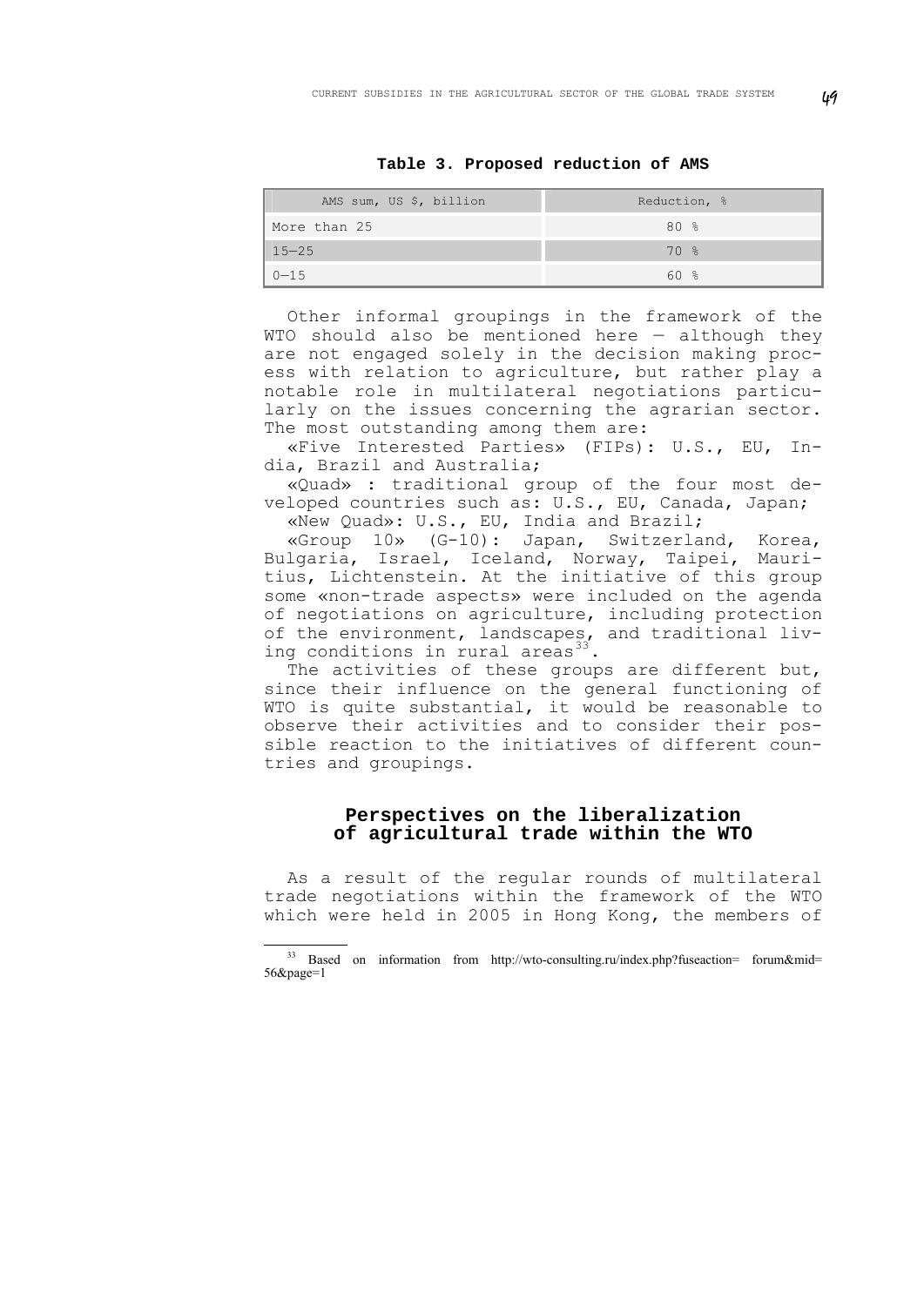**Table 3. Proposed reduction of AMS**

| AMS sum, US $, billion | Reduction, % |
|---|---|
| More than 25 | 80 % |
| 15—25 | 70 % |
| 0—15 | 60 % |

Other informal groupings in the framework of the WTO should also be mentioned here — although they are not engaged solely in the decision making process with relation to agriculture, but rather play a notable role in multilateral negotiations particularly on the issues concerning the agrarian sector. The most outstanding among them are:

«Five Interested Parties» (FIPs): U.S., EU, India, Brazil and Australia;

«Quad» : traditional group of the four most developed countries such as: U.S., EU, Canada, Japan;

«New Quad»: U.S., EU, India and Brazil;

«Group 10» (G-10): Japan, Switzerland, Korea, Bulgaria, Israel, Iceland, Norway, Taipei, Mauritius, Lichtenstein. At the initiative of this group some «non-trade aspects» were included on the agenda of negotiations on agriculture, including protection of the environment, landscapes, and traditional living conditions in rural areas[33].

The activities of these groups are different but, since their influence on the general functioning of WTO is quite substantial, it would be reasonable to observe their activities and to consider their possible reaction to the initiatives of different countries and groupings.

## Perspectives on the liberalization of agricultural trade within the WTO

As a result of the regular rounds of multilateral trade negotiations within the framework of the WTO which were held in 2005 in Hong Kong, the members of

[33] Based on information from http://wto-consulting.ru/index.php?fuseaction= forum&mid=56&page=1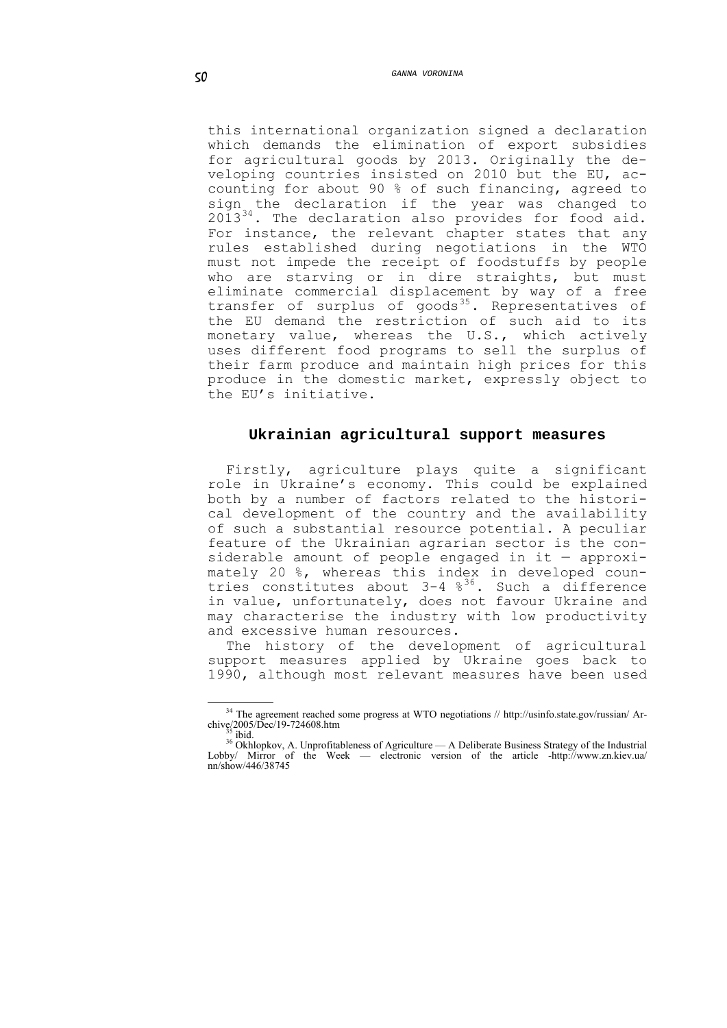this international organization signed a declaration which demands the elimination of export subsidies for agricultural goods by 2013. Originally the developing countries insisted on 2010 but the EU, accounting for about 90 % of such financing, agreed to sign the declaration if the year was changed to 2013[34]. The declaration also provides for food aid. For instance, the relevant chapter states that any rules established during negotiations in the WTO must not impede the receipt of foodstuffs by people who are starving or in dire straights, but must eliminate commercial displacement by way of a free transfer of surplus of goods[35]. Representatives of the EU demand the restriction of such aid to its monetary value, whereas the U.S., which actively uses different food programs to sell the surplus of their farm produce and maintain high prices for this produce in the domestic market, expressly object to the EU's initiative.

## Ukrainian agricultural support measures

Firstly, agriculture plays quite a significant role in Ukraine's economy. This could be explained both by a number of factors related to the historical development of the country and the availability of such a substantial resource potential. A peculiar feature of the Ukrainian agrarian sector is the considerable amount of people engaged in it — approximately 20 %, whereas this index in developed countries constitutes about 3-4 %[36]. Such a difference in value, unfortunately, does not favour Ukraine and may characterise the industry with low productivity and excessive human resources.

The history of the development of agricultural support measures applied by Ukraine goes back to 1990, although most relevant measures have been used

---

[34] The agreement reached some progress at WTO negotiations // http://usinfo.state.gov/russian/ Archive/2005/Dec/19-724608.htm

[35] ibid.

[36] Okhlopkov, A. Unprofitableness of Agriculture — A Deliberate Business Strategy of the Industrial Lobby/ Mirror of the Week — electronic version of the article -http://www.zn.kiev.ua/ nn/show/446/38745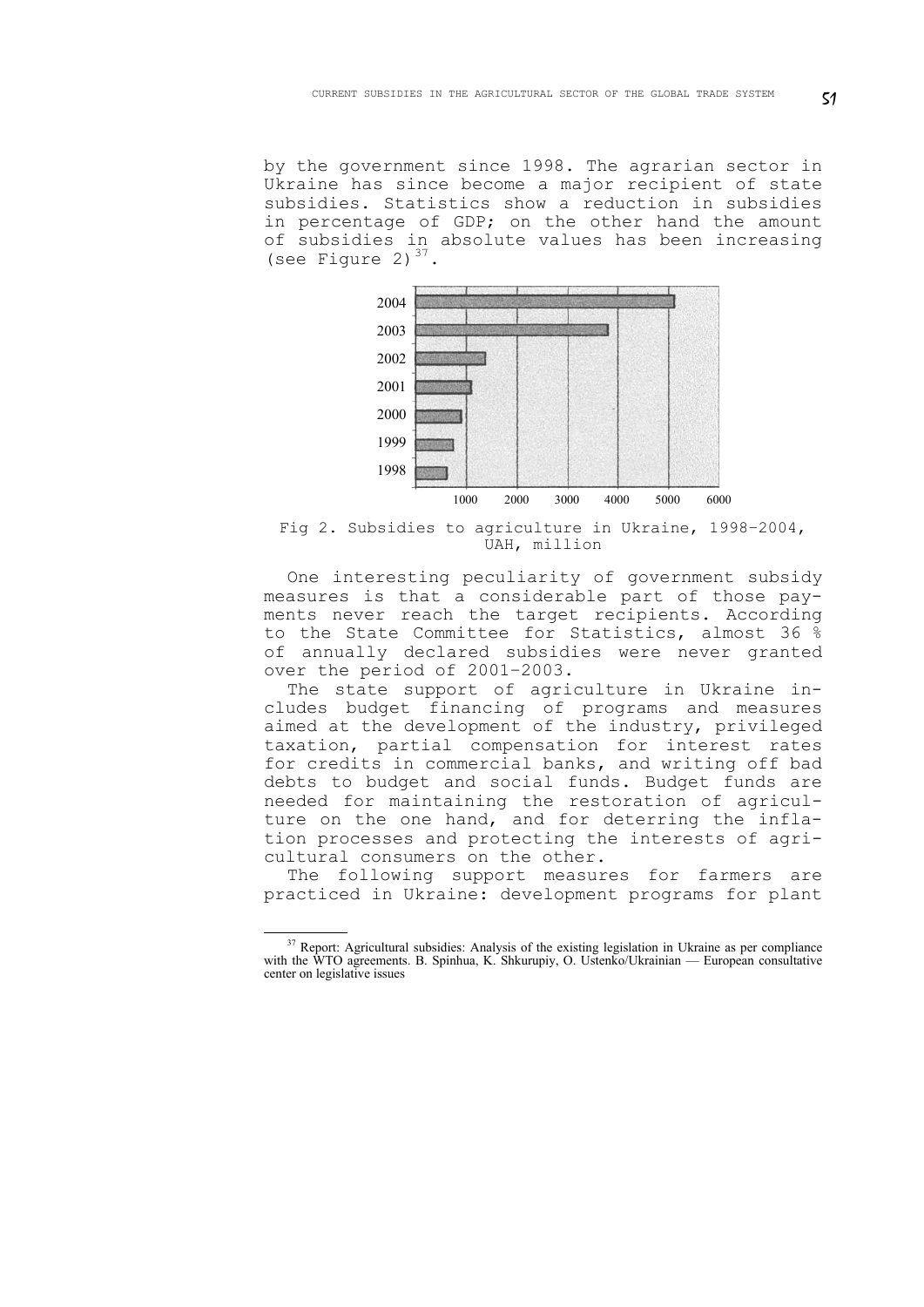by the government since 1998. The agrarian sector in Ukraine has since become a major recipient of state subsidies. Statistics show a reduction in subsidies in percentage of GDP; on the other hand the amount of subsidies in absolute values has been increasing (see Figure 2)[37].

Fig 2. Subsidies to agriculture in Ukraine, 1998–2004, UAH, million

One interesting peculiarity of government subsidy measures is that a considerable part of those payments never reach the target recipients. According to the State Committee for Statistics, almost 36 % of annually declared subsidies were never granted over the period of 2001–2003.

The state support of agriculture in Ukraine includes budget financing of programs and measures aimed at the development of the industry, privileged taxation, partial compensation for interest rates for credits in commercial banks, and writing off bad debts to budget and social funds. Budget funds are needed for maintaining the restoration of agriculture on the one hand, and for deterring the inflation processes and protecting the interests of agricultural consumers on the other.

The following support measures for farmers are practiced in Ukraine: development programs for plant

[37] Report: Agricultural subsidies: Analysis of the existing legislation in Ukraine as per compliance with the WTO agreements. B. Spinhua, K. Shkurupiy, O. Ustenko/Ukrainian — European consultative center on legislative issues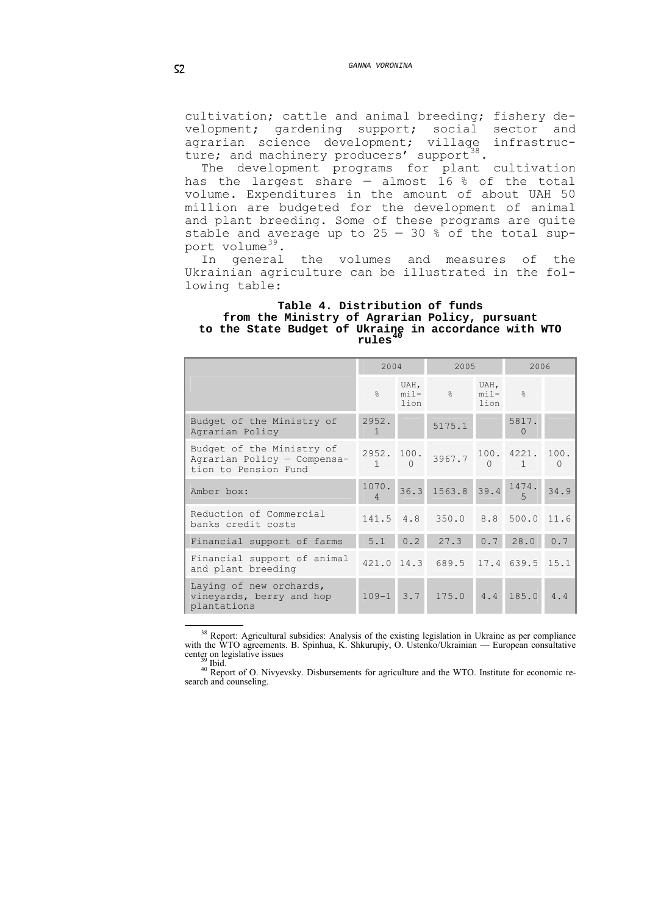cultivation; cattle and animal breeding; fishery development; gardening support; social sector and agrarian science development; village infrastructure; and machinery producers' support[38].

The development programs for plant cultivation has the largest share — almost 16 % of the total volume. Expenditures in the amount of about UAH 50 million are budgeted for the development of animal and plant breeding. Some of these programs are quite stable and average up to 25 — 30 % of the total support volume[39].

In general the volumes and measures of the Ukrainian agriculture can be illustrated in the following table:

**Table 4. Distribution of funds from the Ministry of Agrarian Policy, pursuant to the State Budget of Ukraine in accordance with WTO rules[40]**

| | 2004 | | 2005 | | 2006 | |
|---|---|---|---|---|---|---|
| | % | UAH, million | % | UAH, million | % | |
| Budget of the Ministry of Agrarian Policy | 2952.1 | | 5175.1 | | 5817.0 | |
| Budget of the Ministry of Agrarian Policy — Compensation to Pension Fund | 2952.1 | 100.0 | 3967.7 | 100.0 | 4221.1 | 100.0 |
| Amber box: | 1070.4 | 36.3 | 1563.8 | 39.4 | 1474.5 | 34.9 |
| Reduction of Commercial banks credit costs | 141.5 | 4.8 | 350.0 | 8.8 | 500.0 | 11.6 |
| Financial support of farms | 5.1 | 0.2 | 27.3 | 0.7 | 28.0 | 0.7 |
| Financial support of animal and plant breeding | 421.0 | 14.3 | 689.5 | 17.4 | 639.5 | 15.1 |
| Laying of new orchards, vineyards, berry and hop plantations | 109-1 | 3.7 | 175.0 | 4.4 | 185.0 | 4.4 |

---

[38] Report: Agricultural subsidies: Analysis of the existing legislation in Ukraine as per compliance with the WTO agreements. B. Spinhua, K. Shkurupiy, O. Ustenko/Ukrainian — European consultative center on legislative issues

[39] Ibid.

[40] Report of O. Nivyevsky. Disbursements for agriculture and the WTO. Institute for economic research and counseling.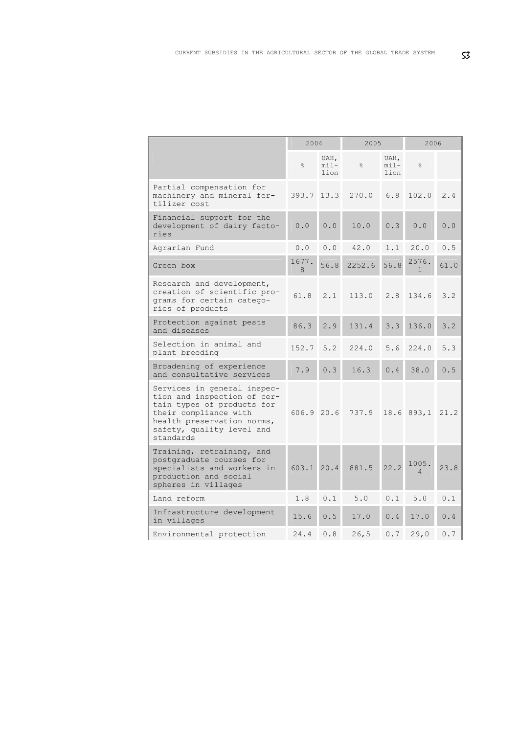| | 2004 | | 2005 | | 2006 | |
|---|---|---|---|---|---|---|
| | % | UAH, million | % | UAH, million | % | |
| Partial compensation for machinery and mineral fertilizer cost | 393.7 | 13.3 | 270.0 | 6.8 | 102.0 | 2.4 |
| Financial support for the development of dairy factories | 0.0 | 0.0 | 10.0 | 0.3 | 0.0 | 0.0 |
| Agrarian Fund | 0.0 | 0.0 | 42.0 | 1.1 | 20.0 | 0.5 |
| Green box | 1677.8 | 56.8 | 2252.6 | 56.8 | 2576.1 | 61.0 |
| Research and development, creation of scientific programs for certain categories of products | 61.8 | 2.1 | 113.0 | 2.8 | 134.6 | 3.2 |
| Protection against pests and diseases | 86.3 | 2.9 | 131.4 | 3.3 | 136.0 | 3.2 |
| Selection in animal and plant breeding | 152.7 | 5.2 | 224.0 | 5.6 | 224.0 | 5.3 |
| Broadening of experience and consultative services | 7.9 | 0.3 | 16.3 | 0.4 | 38.0 | 0.5 |
| Services in general inspection and inspection of certain types of products for their compliance with health preservation norms, safety, quality level and standards | 606.9 | 20.6 | 737.9 | 18.6 | 893,1 | 21.2 |
| Training, retraining, and postgraduate courses for specialists and workers in production and social spheres in villages | 603.1 | 20.4 | 881.5 | 22.2 | 1005.4 | 23.8 |
| Land reform | 1.8 | 0.1 | 5.0 | 0.1 | 5.0 | 0.1 |
| Infrastructure development in villages | 15.6 | 0.5 | 17.0 | 0.4 | 17.0 | 0.4 |
| Environmental protection | 24.4 | 0.8 | 26,5 | 0.7 | 29,0 | 0.7 |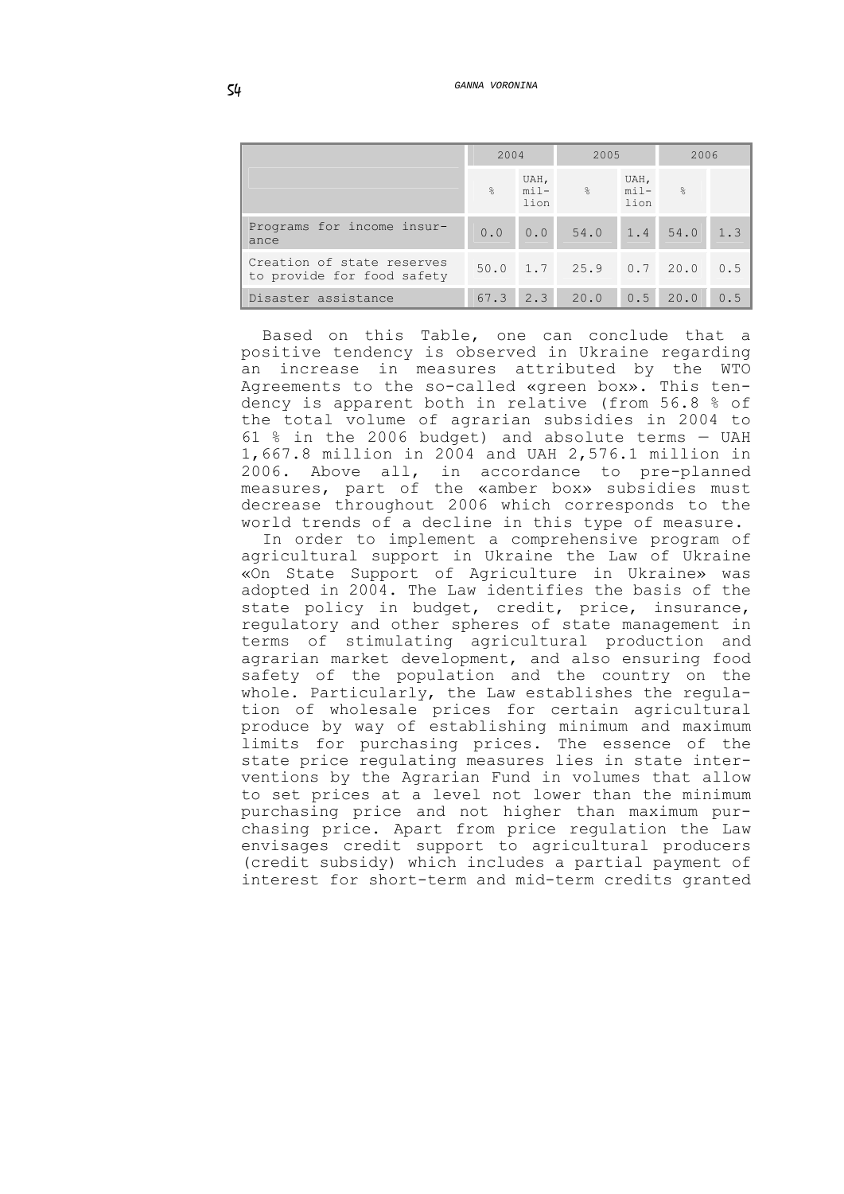| | 2004 | | 2005 | | 2006 | |
|---|---|---|---|---|---|---|
| | % | UAH, million | % | UAH, million | % | |
| Programs for income insurance | 0.0 | 0.0 | 54.0 | 1.4 | 54.0 | 1.3 |
| Creation of state reserves to provide for food safety | 50.0 | 1.7 | 25.9 | 0.7 | 20.0 | 0.5 |
| Disaster assistance | 67.3 | 2.3 | 20.0 | 0.5 | 20.0 | 0.5 |

Based on this Table, one can conclude that a positive tendency is observed in Ukraine regarding an increase in measures attributed by the WTO Agreements to the so-called «green box». This tendency is apparent both in relative (from 56.8 % of the total volume of agrarian subsidies in 2004 to 61 % in the 2006 budget) and absolute terms — UAH 1,667.8 million in 2004 and UAH 2,576.1 million in 2006. Above all, in accordance to pre-planned measures, part of the «amber box» subsidies must decrease throughout 2006 which corresponds to the world trends of a decline in this type of measure.

In order to implement a comprehensive program of agricultural support in Ukraine the Law of Ukraine «On State Support of Agriculture in Ukraine» was adopted in 2004. The Law identifies the basis of the state policy in budget, credit, price, insurance, regulatory and other spheres of state management in terms of stimulating agricultural production and agrarian market development, and also ensuring food safety of the population and the country on the whole. Particularly, the Law establishes the regulation of wholesale prices for certain agricultural produce by way of establishing minimum and maximum limits for purchasing prices. The essence of the state price regulating measures lies in state interventions by the Agrarian Fund in volumes that allow to set prices at a level not lower than the minimum purchasing price and not higher than maximum purchasing price. Apart from price regulation the Law envisages credit support to agricultural producers (credit subsidy) which includes a partial payment of interest for short-term and mid-term credits granted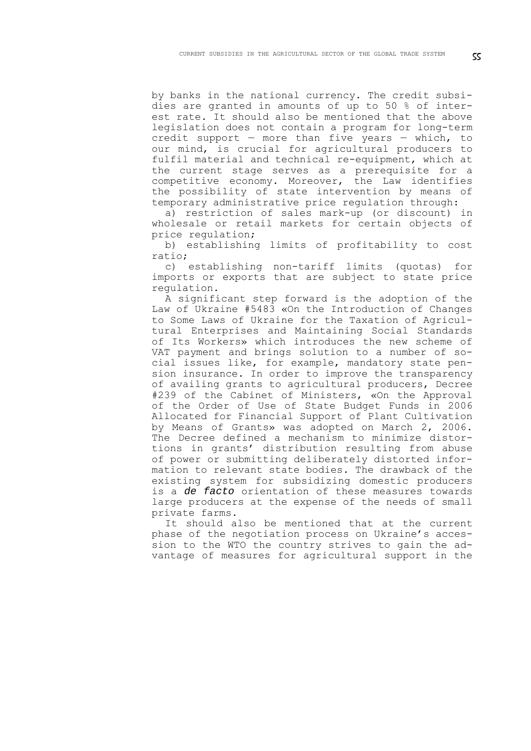by banks in the national currency. The credit subsidies are granted in amounts of up to 50 % of interest rate. It should also be mentioned that the above legislation does not contain a program for long-term credit support — more than five years — which, to our mind, is crucial for agricultural producers to fulfil material and technical re-equipment, which at the current stage serves as a prerequisite for a competitive economy. Moreover, the Law identifies the possibility of state intervention by means of temporary administrative price regulation through:

a) restriction of sales mark-up (or discount) in wholesale or retail markets for certain objects of price regulation;

b) establishing limits of profitability to cost ratio;

c) establishing non-tariff limits (quotas) for imports or exports that are subject to state price regulation.

A significant step forward is the adoption of the Law of Ukraine #5483 «On the Introduction of Changes to Some Laws of Ukraine for the Taxation of Agricultural Enterprises and Maintaining Social Standards of Its Workers» which introduces the new scheme of VAT payment and brings solution to a number of social issues like, for example, mandatory state pension insurance. In order to improve the transparency of availing grants to agricultural producers, Decree #239 of the Cabinet of Ministers, «On the Approval of the Order of Use of State Budget Funds in 2006 Allocated for Financial Support of Plant Cultivation by Means of Grants» was adopted on March 2, 2006. The Decree defined a mechanism to minimize distortions in grants' distribution resulting from abuse of power or submitting deliberately distorted information to relevant state bodies. The drawback of the existing system for subsidizing domestic producers is a *de facto* orientation of these measures towards large producers at the expense of the needs of small private farms.

It should also be mentioned that at the current phase of the negotiation process on Ukraine's accession to the WTO the country strives to gain the advantage of measures for agricultural support in the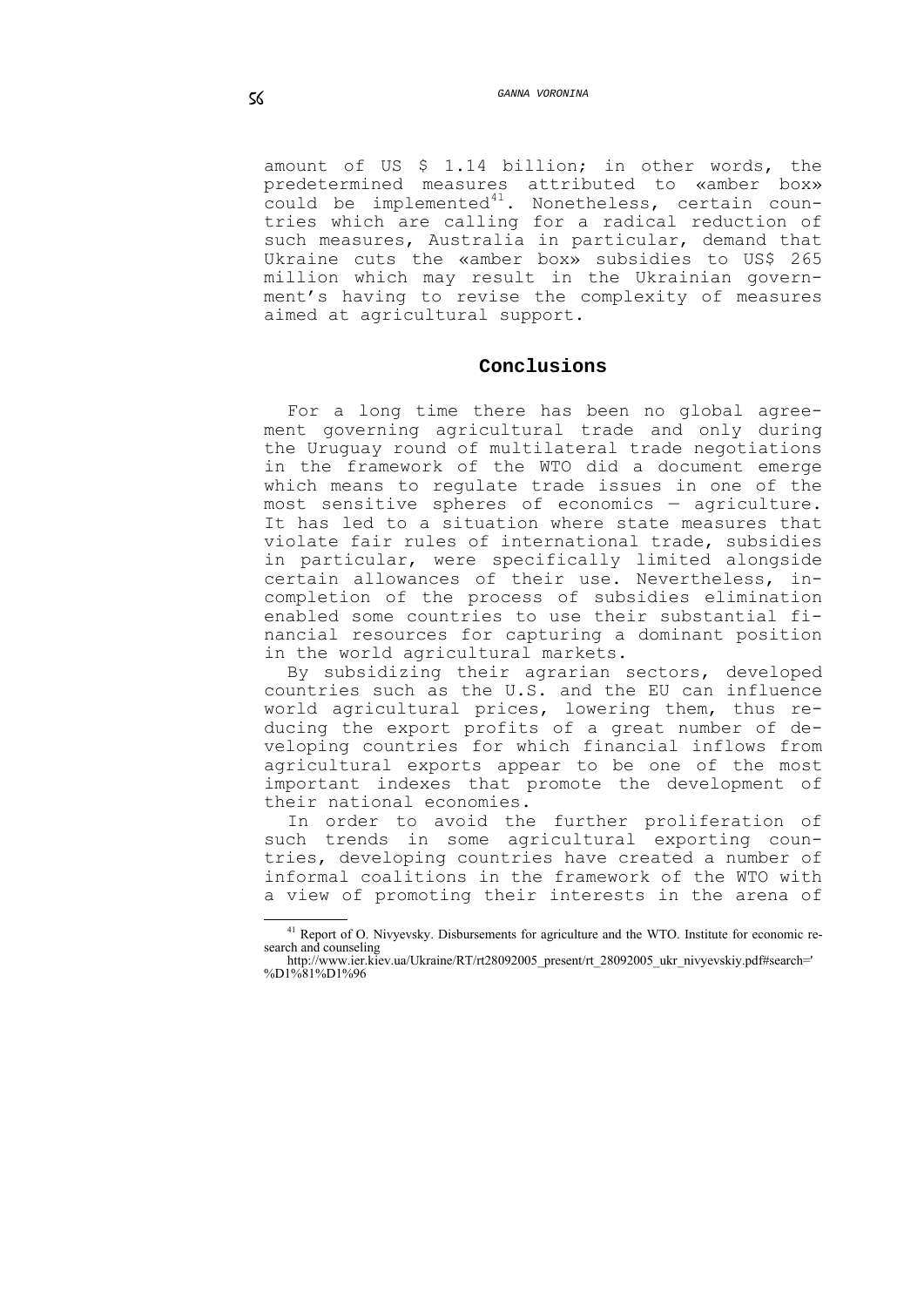amount of US $ 1.14 billion; in other words, the predetermined measures attributed to «amber box» could be implemented[41]. Nonetheless, certain countries which are calling for a radical reduction of such measures, Australia in particular, demand that Ukraine cuts the «amber box» subsidies to US$ 265 million which may result in the Ukrainian government's having to revise the complexity of measures aimed at agricultural support.

## Conclusions

For a long time there has been no global agreement governing agricultural trade and only during the Uruguay round of multilateral trade negotiations in the framework of the WTO did a document emerge which means to regulate trade issues in one of the most sensitive spheres of economics — agriculture. It has led to a situation where state measures that violate fair rules of international trade, subsidies in particular, were specifically limited alongside certain allowances of their use. Nevertheless, incompletion of the process of subsidies elimination enabled some countries to use their substantial financial resources for capturing a dominant position in the world agricultural markets.

By subsidizing their agrarian sectors, developed countries such as the U.S. and the EU can influence world agricultural prices, lowering them, thus reducing the export profits of a great number of developing countries for which financial inflows from agricultural exports appear to be one of the most important indexes that promote the development of their national economies.

In order to avoid the further proliferation of such trends in some agricultural exporting countries, developing countries have created a number of informal coalitions in the framework of the WTO with a view of promoting their interests in the arena of

---

[41] Report of O. Nivyevsky. Disbursements for agriculture and the WTO. Institute for economic research and counseling http://www.ier.kiev.ua/Ukraine/RT/rt28092005_present/rt_28092005_ukr_nivyevskiy.pdf#search=' %D1%81%D1%96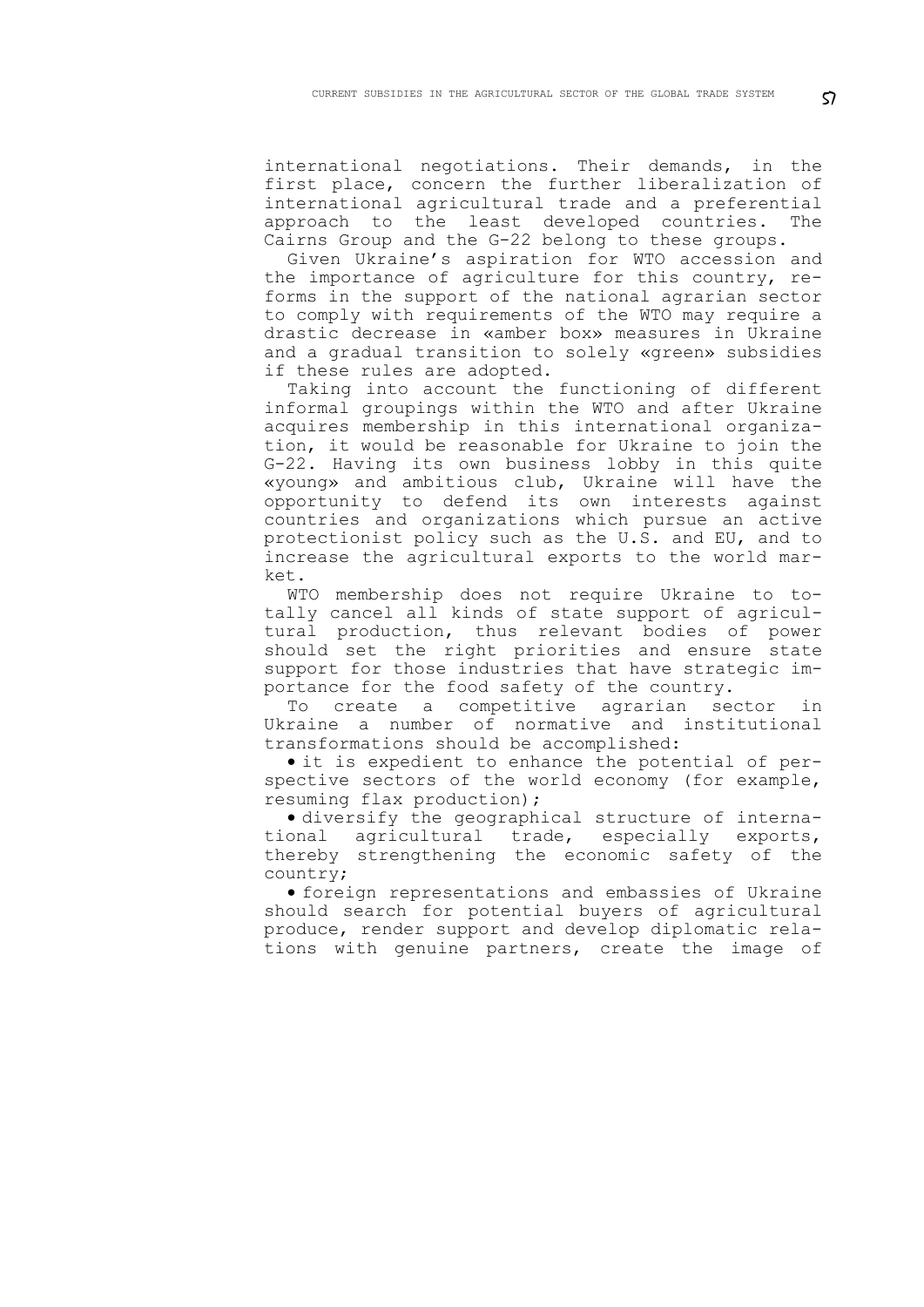international negotiations. Their demands, in the first place, concern the further liberalization of international agricultural trade and a preferential approach to the least developed countries. The Cairns Group and the G-22 belong to these groups.

Given Ukraine's aspiration for WTO accession and the importance of agriculture for this country, reforms in the support of the national agrarian sector to comply with requirements of the WTO may require a drastic decrease in «amber box» measures in Ukraine and a gradual transition to solely «green» subsidies if these rules are adopted.

Taking into account the functioning of different informal groupings within the WTO and after Ukraine acquires membership in this international organization, it would be reasonable for Ukraine to join the G-22. Having its own business lobby in this quite «young» and ambitious club, Ukraine will have the opportunity to defend its own interests against countries and organizations which pursue an active protectionist policy such as the U.S. and EU, and to increase the agricultural exports to the world market.

WTO membership does not require Ukraine to totally cancel all kinds of state support of agricultural production, thus relevant bodies of power should set the right priorities and ensure state support for those industries that have strategic importance for the food safety of the country.

To create a competitive agrarian sector in Ukraine a number of normative and institutional transformations should be accomplished:

- it is expedient to enhance the potential of perspective sectors of the world economy (for example, resuming flax production);
- diversify the geographical structure of international agricultural trade, especially exports, thereby strengthening the economic safety of the country;
- foreign representations and embassies of Ukraine should search for potential buyers of agricultural produce, render support and develop diplomatic relations with genuine partners, create the image of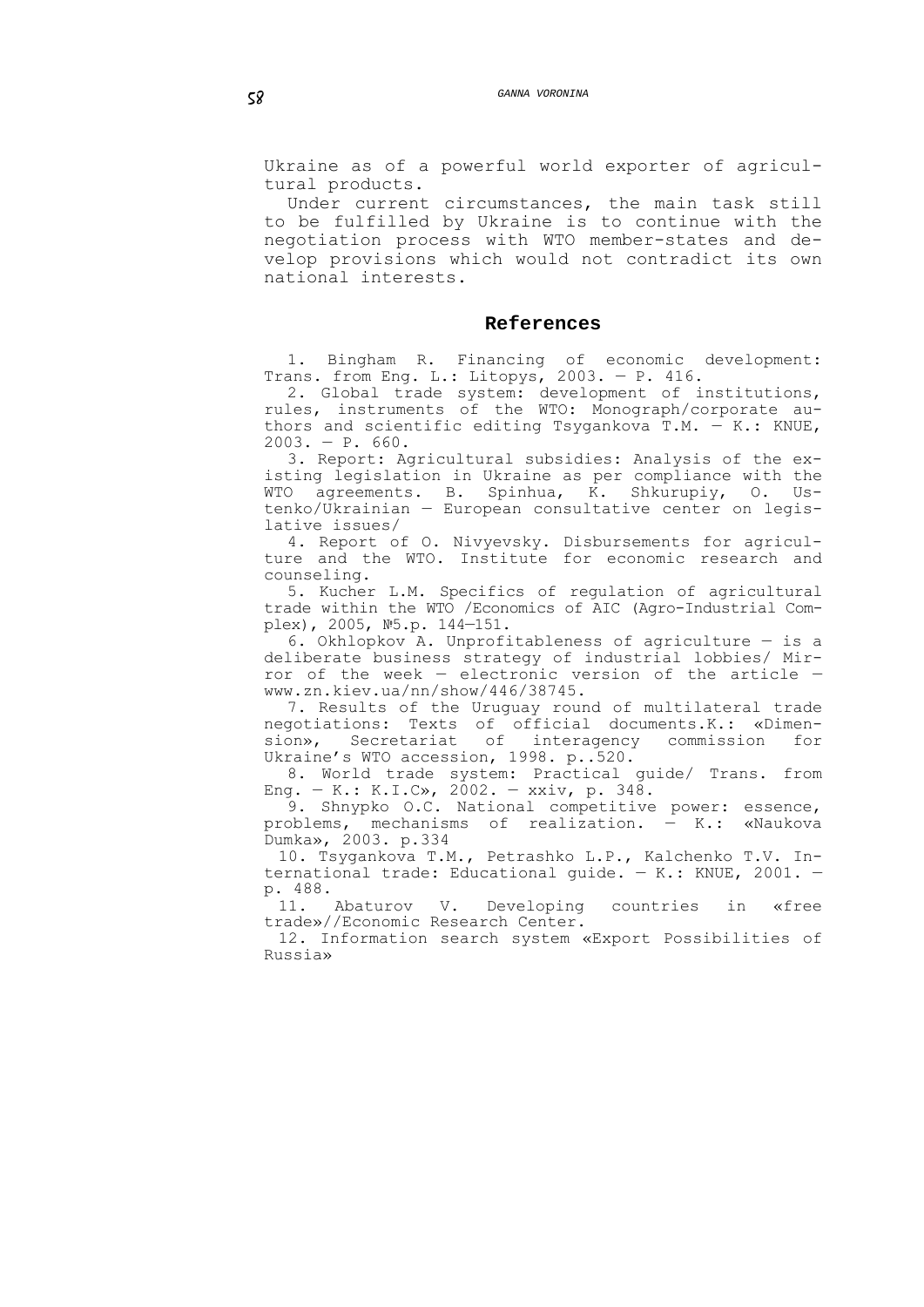Ukraine as of a powerful world exporter of agricultural products.

Under current circumstances, the main task still to be fulfilled by Ukraine is to continue with the negotiation process with WTO member-states and develop provisions which would not contradict its own national interests.

## References

1. Bingham R. Financing of economic development: Trans. from Eng. L.: Litopys, 2003. — P. 416.
2. Global trade system: development of institutions, rules, instruments of the WTO: Monograph/corporate authors and scientific editing Tsygankova T.M. — K.: KNUE, 2003. — P. 660.
3. Report: Agricultural subsidies: Analysis of the existing legislation in Ukraine as per compliance with the WTO agreements. B. Spinhua, K. Shkurupiy, O. Ustenko/Ukrainian — European consultative center on legislative issues/
4. Report of O. Nivyevsky. Disbursements for agriculture and the WTO. Institute for economic research and counseling.
5. Kucher L.M. Specifics of regulation of agricultural trade within the WTO /Economics of AIC (Agro-Industrial Complex), 2005, №5.p. 144—151.
6. Okhlopkov A. Unprofitableness of agriculture — is a deliberate business strategy of industrial lobbies/ Mirror of the week — electronic version of the article — www.zn.kiev.ua/nn/show/446/38745.
7. Results of the Uruguay round of multilateral trade negotiations: Texts of official documents.K.: «Dimension», Secretariat of interagency commission for Ukraine's WTO accession, 1998. p..520.
8. World trade system: Practical guide/ Trans. from Eng. — K.: K.I.C», 2002. — xxiv, p. 348.
9. Shnypko O.C. National competitive power: essence, problems, mechanisms of realization. — K.: «Naukova Dumka», 2003. p.334
10. Tsygankova T.M., Petrashko L.P., Kalchenko T.V. International trade: Educational guide. — K.: KNUE, 2001. — p. 488.
11. Abaturov V. Developing countries in «free trade»//Economic Research Center.
12. Information search system «Export Possibilities of Russia»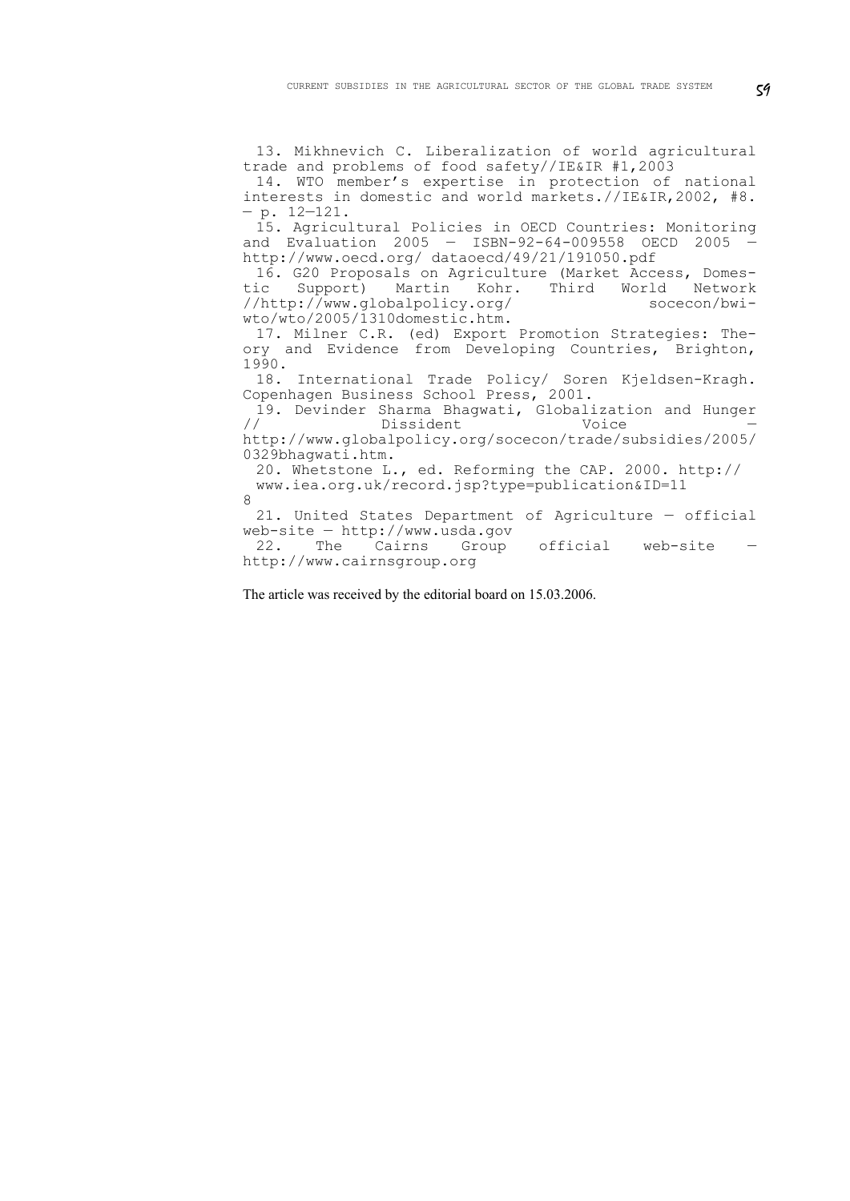13. Mikhnevich C. Liberalization of world agricultural trade and problems of food safety//IE&IR #1,2003

14. WTO member's expertise in protection of national interests in domestic and world markets.//IE&IR,2002, #8. — p. 12—121.

15. Agricultural Policies in OECD Countries: Monitoring and Evaluation 2005 — ISBN-92-64-009558 OECD 2005 — http://www.oecd.org/ dataoecd/49/21/191050.pdf

16. G20 Proposals on Agriculture (Market Access, Domestic Support) Martin Kohr. Third World Network //http://www.globalpolicy.org/ socecon/bwi-wto/wto/2005/1310domestic.htm.

17. Milner C.R. (ed) Export Promotion Strategies: Theory and Evidence from Developing Countries, Brighton, 1990.

18. International Trade Policy/ Soren Kjeldsen-Kragh. Copenhagen Business School Press, 2001.

19. Devinder Sharma Bhagwati, Globalization and Hunger // Dissident Voice — http://www.globalpolicy.org/socecon/trade/subsidies/2005/0329bhagwati.htm.

20. Whetstone L., ed. Reforming the CAP. 2000. http:// www.iea.org.uk/record.jsp?type=publication&ID=118

21. United States Department of Agriculture — official web-site — http://www.usda.gov

22. The Cairns Group official web-site — http://www.cairnsgroup.org

The article was received by the editorial board on 15.03.2006.